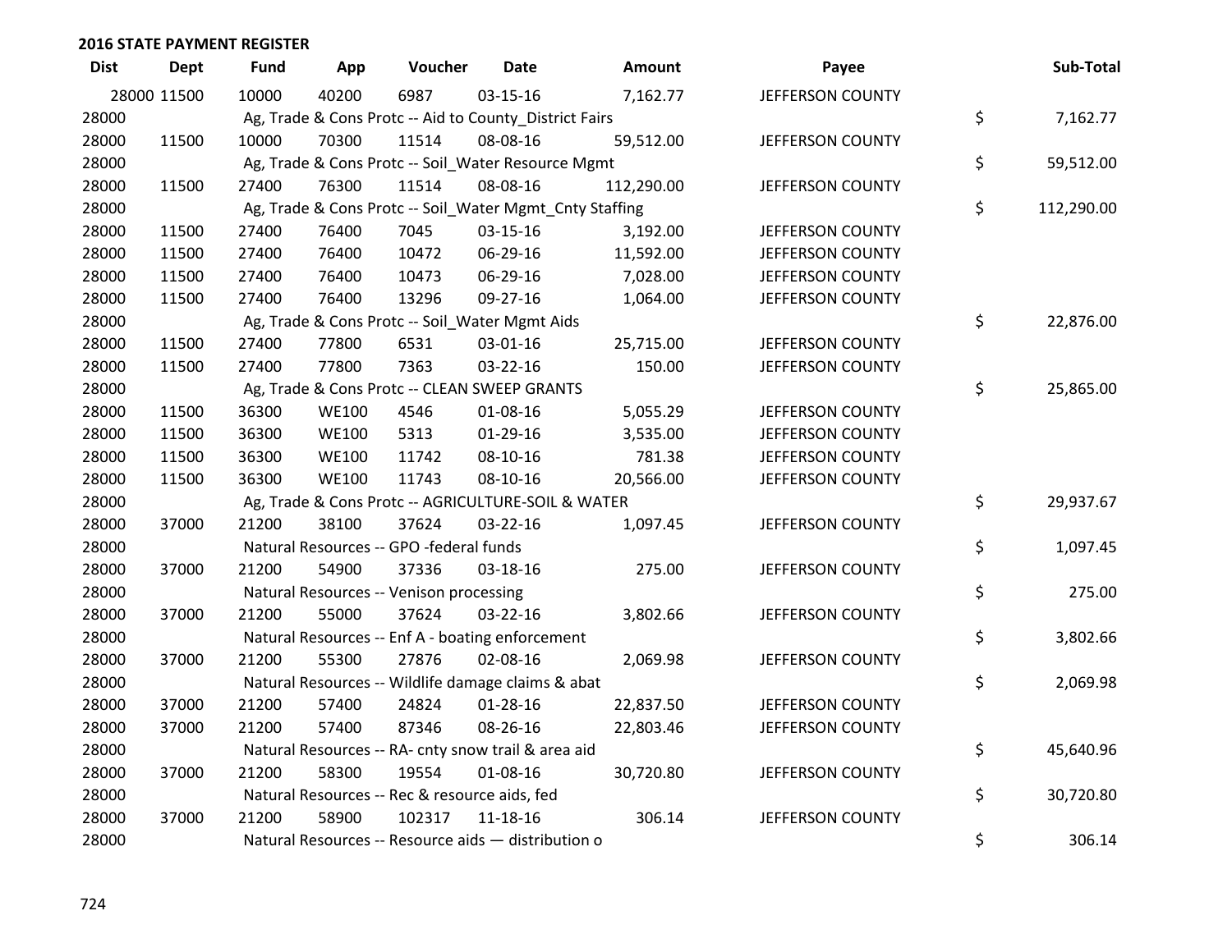## 2016 STATE PAYMENT REGISTER

| Dist | Dept | Fund | App | Voucher | Date | Amount | Payee | Sub-Total |
|---|---|---|---|---|---|---|---|---|
| 28000 | 11500 | 10000 | 40200 | 6987 | 03-15-16 | 7,162.77 | JEFFERSON COUNTY | |
| 28000 | | Ag, Trade & Cons Protc -- Aid to County_District Fairs | | | | | | $ 7,162.77 |
| 28000 | 11500 | 10000 | 70300 | 11514 | 08-08-16 | 59,512.00 | JEFFERSON COUNTY | |
| 28000 | | Ag, Trade & Cons Protc -- Soil_Water Resource Mgmt | | | | | | $ 59,512.00 |
| 28000 | 11500 | 27400 | 76300 | 11514 | 08-08-16 | 112,290.00 | JEFFERSON COUNTY | |
| 28000 | | Ag, Trade & Cons Protc -- Soil_Water Mgmt_Cnty Staffing | | | | | | $ 112,290.00 |
| 28000 | 11500 | 27400 | 76400 | 7045 | 03-15-16 | 3,192.00 | JEFFERSON COUNTY | |
| 28000 | 11500 | 27400 | 76400 | 10472 | 06-29-16 | 11,592.00 | JEFFERSON COUNTY | |
| 28000 | 11500 | 27400 | 76400 | 10473 | 06-29-16 | 7,028.00 | JEFFERSON COUNTY | |
| 28000 | 11500 | 27400 | 76400 | 13296 | 09-27-16 | 1,064.00 | JEFFERSON COUNTY | |
| 28000 | | Ag, Trade & Cons Protc -- Soil_Water Mgmt Aids | | | | | | $ 22,876.00 |
| 28000 | 11500 | 27400 | 77800 | 6531 | 03-01-16 | 25,715.00 | JEFFERSON COUNTY | |
| 28000 | 11500 | 27400 | 77800 | 7363 | 03-22-16 | 150.00 | JEFFERSON COUNTY | |
| 28000 | | Ag, Trade & Cons Protc -- CLEAN SWEEP GRANTS | | | | | | $ 25,865.00 |
| 28000 | 11500 | 36300 | WE100 | 4546 | 01-08-16 | 5,055.29 | JEFFERSON COUNTY | |
| 28000 | 11500 | 36300 | WE100 | 5313 | 01-29-16 | 3,535.00 | JEFFERSON COUNTY | |
| 28000 | 11500 | 36300 | WE100 | 11742 | 08-10-16 | 781.38 | JEFFERSON COUNTY | |
| 28000 | 11500 | 36300 | WE100 | 11743 | 08-10-16 | 20,566.00 | JEFFERSON COUNTY | |
| 28000 | | Ag, Trade & Cons Protc -- AGRICULTURE-SOIL & WATER | | | | | | $ 29,937.67 |
| 28000 | 37000 | 21200 | 38100 | 37624 | 03-22-16 | 1,097.45 | JEFFERSON COUNTY | |
| 28000 | | Natural Resources -- GPO -federal funds | | | | | | $ 1,097.45 |
| 28000 | 37000 | 21200 | 54900 | 37336 | 03-18-16 | 275.00 | JEFFERSON COUNTY | |
| 28000 | | Natural Resources -- Venison processing | | | | | | $ 275.00 |
| 28000 | 37000 | 21200 | 55000 | 37624 | 03-22-16 | 3,802.66 | JEFFERSON COUNTY | |
| 28000 | | Natural Resources -- Enf A - boating enforcement | | | | | | $ 3,802.66 |
| 28000 | 37000 | 21200 | 55300 | 27876 | 02-08-16 | 2,069.98 | JEFFERSON COUNTY | |
| 28000 | | Natural Resources -- Wildlife damage claims & abat | | | | | | $ 2,069.98 |
| 28000 | 37000 | 21200 | 57400 | 24824 | 01-28-16 | 22,837.50 | JEFFERSON COUNTY | |
| 28000 | 37000 | 21200 | 57400 | 87346 | 08-26-16 | 22,803.46 | JEFFERSON COUNTY | |
| 28000 | | Natural Resources -- RA- cnty snow trail & area aid | | | | | | $ 45,640.96 |
| 28000 | 37000 | 21200 | 58300 | 19554 | 01-08-16 | 30,720.80 | JEFFERSON COUNTY | |
| 28000 | | Natural Resources -- Rec & resource aids, fed | | | | | | $ 30,720.80 |
| 28000 | 37000 | 21200 | 58900 | 102317 | 11-18-16 | 306.14 | JEFFERSON COUNTY | |
| 28000 | | Natural Resources -- Resource aids — distribution o | | | | | | $ 306.14 |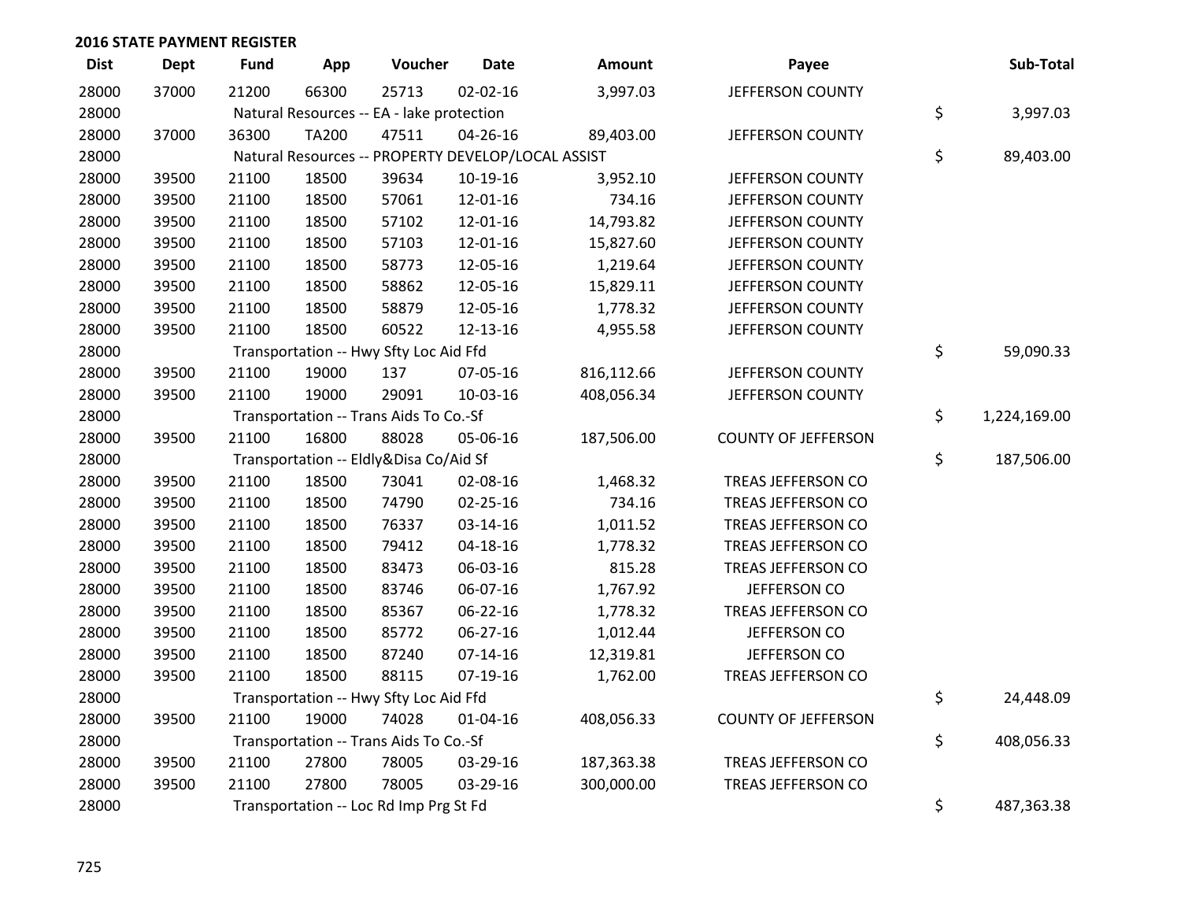## 2016 STATE PAYMENT REGISTER

| Dist | Dept | Fund | App | Voucher | Date | Amount | Payee | Sub-Total |
|---|---|---|---|---|---|---|---|---|
| 28000 | 37000 | 21200 | 66300 | 25713 | 02-02-16 | 3,997.03 | JEFFERSON COUNTY | |
| 28000 | | Natural Resources -- EA - lake protection | | | | | | $ 3,997.03 |
| 28000 | 37000 | 36300 | TA200 | 47511 | 04-26-16 | 89,403.00 | JEFFERSON COUNTY | |
| 28000 | | Natural Resources -- PROPERTY DEVELOP/LOCAL ASSIST | | | | | | $ 89,403.00 |
| 28000 | 39500 | 21100 | 18500 | 39634 | 10-19-16 | 3,952.10 | JEFFERSON COUNTY | |
| 28000 | 39500 | 21100 | 18500 | 57061 | 12-01-16 | 734.16 | JEFFERSON COUNTY | |
| 28000 | 39500 | 21100 | 18500 | 57102 | 12-01-16 | 14,793.82 | JEFFERSON COUNTY | |
| 28000 | 39500 | 21100 | 18500 | 57103 | 12-01-16 | 15,827.60 | JEFFERSON COUNTY | |
| 28000 | 39500 | 21100 | 18500 | 58773 | 12-05-16 | 1,219.64 | JEFFERSON COUNTY | |
| 28000 | 39500 | 21100 | 18500 | 58862 | 12-05-16 | 15,829.11 | JEFFERSON COUNTY | |
| 28000 | 39500 | 21100 | 18500 | 58879 | 12-05-16 | 1,778.32 | JEFFERSON COUNTY | |
| 28000 | 39500 | 21100 | 18500 | 60522 | 12-13-16 | 4,955.58 | JEFFERSON COUNTY | |
| 28000 | | Transportation -- Hwy Sfty Loc Aid Ffd | | | | | | $ 59,090.33 |
| 28000 | 39500 | 21100 | 19000 | 137 | 07-05-16 | 816,112.66 | JEFFERSON COUNTY | |
| 28000 | 39500 | 21100 | 19000 | 29091 | 10-03-16 | 408,056.34 | JEFFERSON COUNTY | |
| 28000 | | Transportation -- Trans Aids To Co.-Sf | | | | | | $ 1,224,169.00 |
| 28000 | 39500 | 21100 | 16800 | 88028 | 05-06-16 | 187,506.00 | COUNTY OF JEFFERSON | |
| 28000 | | Transportation -- Eldly&Disa Co/Aid Sf | | | | | | $ 187,506.00 |
| 28000 | 39500 | 21100 | 18500 | 73041 | 02-08-16 | 1,468.32 | TREAS JEFFERSON CO | |
| 28000 | 39500 | 21100 | 18500 | 74790 | 02-25-16 | 734.16 | TREAS JEFFERSON CO | |
| 28000 | 39500 | 21100 | 18500 | 76337 | 03-14-16 | 1,011.52 | TREAS JEFFERSON CO | |
| 28000 | 39500 | 21100 | 18500 | 79412 | 04-18-16 | 1,778.32 | TREAS JEFFERSON CO | |
| 28000 | 39500 | 21100 | 18500 | 83473 | 06-03-16 | 815.28 | TREAS JEFFERSON CO | |
| 28000 | 39500 | 21100 | 18500 | 83746 | 06-07-16 | 1,767.92 | JEFFERSON CO | |
| 28000 | 39500 | 21100 | 18500 | 85367 | 06-22-16 | 1,778.32 | TREAS JEFFERSON CO | |
| 28000 | 39500 | 21100 | 18500 | 85772 | 06-27-16 | 1,012.44 | JEFFERSON CO | |
| 28000 | 39500 | 21100 | 18500 | 87240 | 07-14-16 | 12,319.81 | JEFFERSON CO | |
| 28000 | 39500 | 21100 | 18500 | 88115 | 07-19-16 | 1,762.00 | TREAS JEFFERSON CO | |
| 28000 | | Transportation -- Hwy Sfty Loc Aid Ffd | | | | | | $ 24,448.09 |
| 28000 | 39500 | 21100 | 19000 | 74028 | 01-04-16 | 408,056.33 | COUNTY OF JEFFERSON | |
| 28000 | | Transportation -- Trans Aids To Co.-Sf | | | | | | $ 408,056.33 |
| 28000 | 39500 | 21100 | 27800 | 78005 | 03-29-16 | 187,363.38 | TREAS JEFFERSON CO | |
| 28000 | 39500 | 21100 | 27800 | 78005 | 03-29-16 | 300,000.00 | TREAS JEFFERSON CO | |
| 28000 | | Transportation -- Loc Rd Imp Prg St Fd | | | | | | $ 487,363.38 |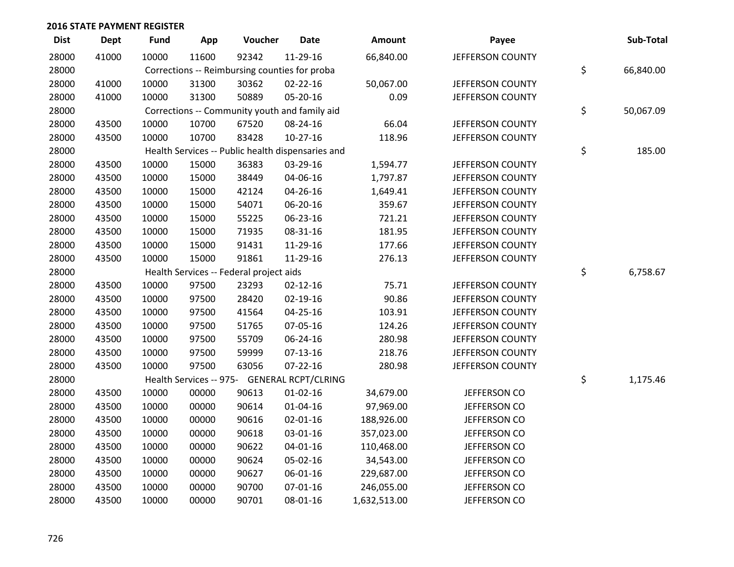## 2016 STATE PAYMENT REGISTER

| Dist | Dept | Fund | App | Voucher | Date | Amount | Payee | Sub-Total |
|---|---|---|---|---|---|---|---|---|
| 28000 | 41000 | 10000 | 11600 | 92342 | 11-29-16 | 66,840.00 | JEFFERSON COUNTY | |
| 28000 | | Corrections -- Reimbursing counties for proba | | | | | | $ 66,840.00 |
| 28000 | 41000 | 10000 | 31300 | 30362 | 02-22-16 | 50,067.00 | JEFFERSON COUNTY | |
| 28000 | 41000 | 10000 | 31300 | 50889 | 05-20-16 | 0.09 | JEFFERSON COUNTY | |
| 28000 | | Corrections -- Community youth and family aid | | | | | | $ 50,067.09 |
| 28000 | 43500 | 10000 | 10700 | 67520 | 08-24-16 | 66.04 | JEFFERSON COUNTY | |
| 28000 | 43500 | 10000 | 10700 | 83428 | 10-27-16 | 118.96 | JEFFERSON COUNTY | |
| 28000 | | Health Services -- Public health dispensaries and | | | | | | $ 185.00 |
| 28000 | 43500 | 10000 | 15000 | 36383 | 03-29-16 | 1,594.77 | JEFFERSON COUNTY | |
| 28000 | 43500 | 10000 | 15000 | 38449 | 04-06-16 | 1,797.87 | JEFFERSON COUNTY | |
| 28000 | 43500 | 10000 | 15000 | 42124 | 04-26-16 | 1,649.41 | JEFFERSON COUNTY | |
| 28000 | 43500 | 10000 | 15000 | 54071 | 06-20-16 | 359.67 | JEFFERSON COUNTY | |
| 28000 | 43500 | 10000 | 15000 | 55225 | 06-23-16 | 721.21 | JEFFERSON COUNTY | |
| 28000 | 43500 | 10000 | 15000 | 71935 | 08-31-16 | 181.95 | JEFFERSON COUNTY | |
| 28000 | 43500 | 10000 | 15000 | 91431 | 11-29-16 | 177.66 | JEFFERSON COUNTY | |
| 28000 | 43500 | 10000 | 15000 | 91861 | 11-29-16 | 276.13 | JEFFERSON COUNTY | |
| 28000 | | Health Services -- Federal project aids | | | | | | $ 6,758.67 |
| 28000 | 43500 | 10000 | 97500 | 23293 | 02-12-16 | 75.71 | JEFFERSON COUNTY | |
| 28000 | 43500 | 10000 | 97500 | 28420 | 02-19-16 | 90.86 | JEFFERSON COUNTY | |
| 28000 | 43500 | 10000 | 97500 | 41564 | 04-25-16 | 103.91 | JEFFERSON COUNTY | |
| 28000 | 43500 | 10000 | 97500 | 51765 | 07-05-16 | 124.26 | JEFFERSON COUNTY | |
| 28000 | 43500 | 10000 | 97500 | 55709 | 06-24-16 | 280.98 | JEFFERSON COUNTY | |
| 28000 | 43500 | 10000 | 97500 | 59999 | 07-13-16 | 218.76 | JEFFERSON COUNTY | |
| 28000 | 43500 | 10000 | 97500 | 63056 | 07-22-16 | 280.98 | JEFFERSON COUNTY | |
| 28000 | | Health Services -- 975- GENERAL RCPT/CLRING | | | | | | $ 1,175.46 |
| 28000 | 43500 | 10000 | 00000 | 90613 | 01-02-16 | 34,679.00 | JEFFERSON CO | |
| 28000 | 43500 | 10000 | 00000 | 90614 | 01-04-16 | 97,969.00 | JEFFERSON CO | |
| 28000 | 43500 | 10000 | 00000 | 90616 | 02-01-16 | 188,926.00 | JEFFERSON CO | |
| 28000 | 43500 | 10000 | 00000 | 90618 | 03-01-16 | 357,023.00 | JEFFERSON CO | |
| 28000 | 43500 | 10000 | 00000 | 90622 | 04-01-16 | 110,468.00 | JEFFERSON CO | |
| 28000 | 43500 | 10000 | 00000 | 90624 | 05-02-16 | 34,543.00 | JEFFERSON CO | |
| 28000 | 43500 | 10000 | 00000 | 90627 | 06-01-16 | 229,687.00 | JEFFERSON CO | |
| 28000 | 43500 | 10000 | 00000 | 90700 | 07-01-16 | 246,055.00 | JEFFERSON CO | |
| 28000 | 43500 | 10000 | 00000 | 90701 | 08-01-16 | 1,632,513.00 | JEFFERSON CO | |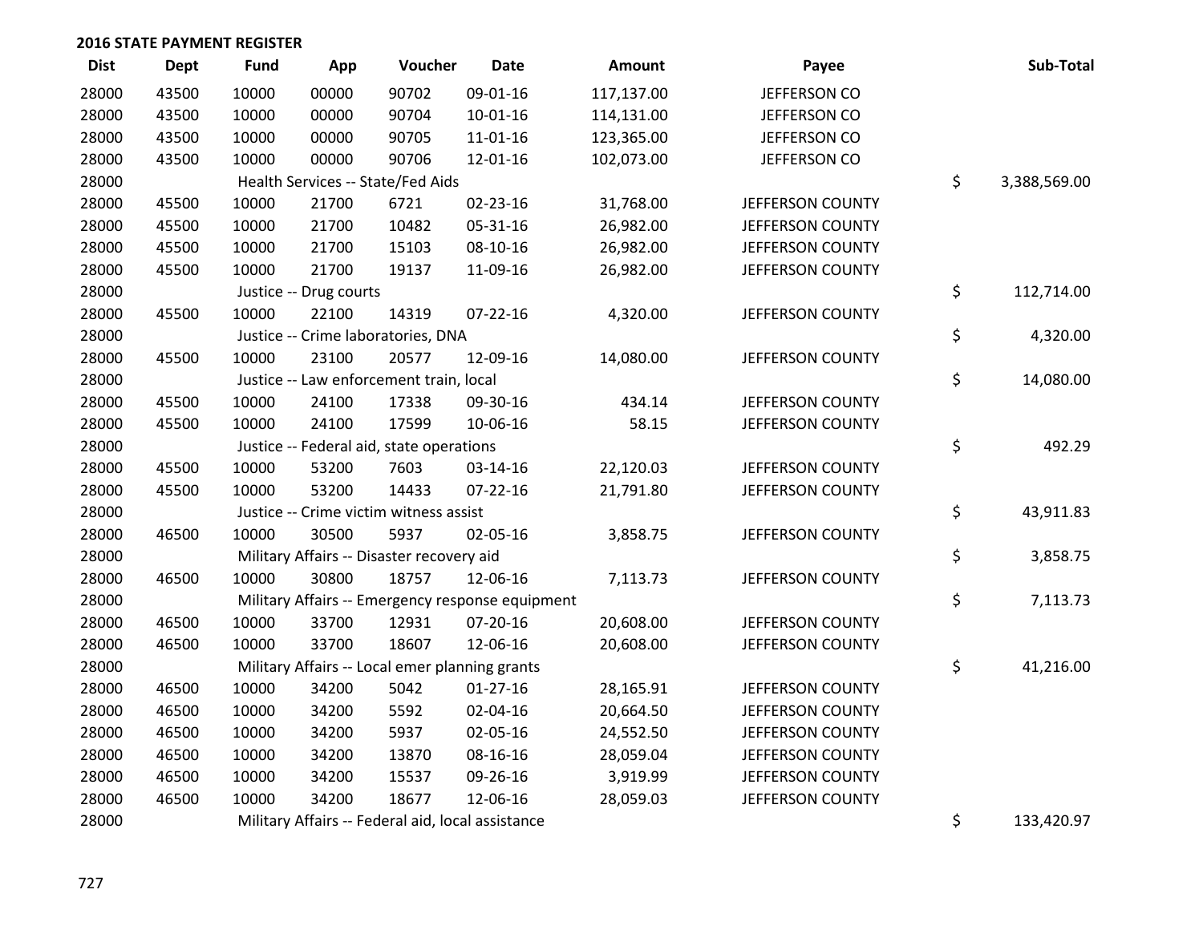## 2016 STATE PAYMENT REGISTER

| Dist | Dept | Fund | App | Voucher | Date | Amount | Payee | Sub-Total |
|---|---|---|---|---|---|---|---|---|
| 28000 | 43500 | 10000 | 00000 | 90702 | 09-01-16 | 117,137.00 | JEFFERSON CO | |
| 28000 | 43500 | 10000 | 00000 | 90704 | 10-01-16 | 114,131.00 | JEFFERSON CO | |
| 28000 | 43500 | 10000 | 00000 | 90705 | 11-01-16 | 123,365.00 | JEFFERSON CO | |
| 28000 | 43500 | 10000 | 00000 | 90706 | 12-01-16 | 102,073.00 | JEFFERSON CO | |
| 28000 | | Health Services -- State/Fed Aids | | | | | | $ 3,388,569.00 |
| 28000 | 45500 | 10000 | 21700 | 6721 | 02-23-16 | 31,768.00 | JEFFERSON COUNTY | |
| 28000 | 45500 | 10000 | 21700 | 10482 | 05-31-16 | 26,982.00 | JEFFERSON COUNTY | |
| 28000 | 45500 | 10000 | 21700 | 15103 | 08-10-16 | 26,982.00 | JEFFERSON COUNTY | |
| 28000 | 45500 | 10000 | 21700 | 19137 | 11-09-16 | 26,982.00 | JEFFERSON COUNTY | |
| 28000 | | Justice -- Drug courts | | | | | | $ 112,714.00 |
| 28000 | 45500 | 10000 | 22100 | 14319 | 07-22-16 | 4,320.00 | JEFFERSON COUNTY | |
| 28000 | | Justice -- Crime laboratories, DNA | | | | | | $ 4,320.00 |
| 28000 | 45500 | 10000 | 23100 | 20577 | 12-09-16 | 14,080.00 | JEFFERSON COUNTY | |
| 28000 | | Justice -- Law enforcement train, local | | | | | | $ 14,080.00 |
| 28000 | 45500 | 10000 | 24100 | 17338 | 09-30-16 | 434.14 | JEFFERSON COUNTY | |
| 28000 | 45500 | 10000 | 24100 | 17599 | 10-06-16 | 58.15 | JEFFERSON COUNTY | |
| 28000 | | Justice -- Federal aid, state operations | | | | | | $ 492.29 |
| 28000 | 45500 | 10000 | 53200 | 7603 | 03-14-16 | 22,120.03 | JEFFERSON COUNTY | |
| 28000 | 45500 | 10000 | 53200 | 14433 | 07-22-16 | 21,791.80 | JEFFERSON COUNTY | |
| 28000 | | Justice -- Crime victim witness assist | | | | | | $ 43,911.83 |
| 28000 | 46500 | 10000 | 30500 | 5937 | 02-05-16 | 3,858.75 | JEFFERSON COUNTY | |
| 28000 | | Military Affairs -- Disaster recovery aid | | | | | | $ 3,858.75 |
| 28000 | 46500 | 10000 | 30800 | 18757 | 12-06-16 | 7,113.73 | JEFFERSON COUNTY | |
| 28000 | | Military Affairs -- Emergency response equipment | | | | | | $ 7,113.73 |
| 28000 | 46500 | 10000 | 33700 | 12931 | 07-20-16 | 20,608.00 | JEFFERSON COUNTY | |
| 28000 | 46500 | 10000 | 33700 | 18607 | 12-06-16 | 20,608.00 | JEFFERSON COUNTY | |
| 28000 | | Military Affairs -- Local emer planning grants | | | | | | $ 41,216.00 |
| 28000 | 46500 | 10000 | 34200 | 5042 | 01-27-16 | 28,165.91 | JEFFERSON COUNTY | |
| 28000 | 46500 | 10000 | 34200 | 5592 | 02-04-16 | 20,664.50 | JEFFERSON COUNTY | |
| 28000 | 46500 | 10000 | 34200 | 5937 | 02-05-16 | 24,552.50 | JEFFERSON COUNTY | |
| 28000 | 46500 | 10000 | 34200 | 13870 | 08-16-16 | 28,059.04 | JEFFERSON COUNTY | |
| 28000 | 46500 | 10000 | 34200 | 15537 | 09-26-16 | 3,919.99 | JEFFERSON COUNTY | |
| 28000 | 46500 | 10000 | 34200 | 18677 | 12-06-16 | 28,059.03 | JEFFERSON COUNTY | |
| 28000 | | Military Affairs -- Federal aid, local assistance | | | | | | $ 133,420.97 |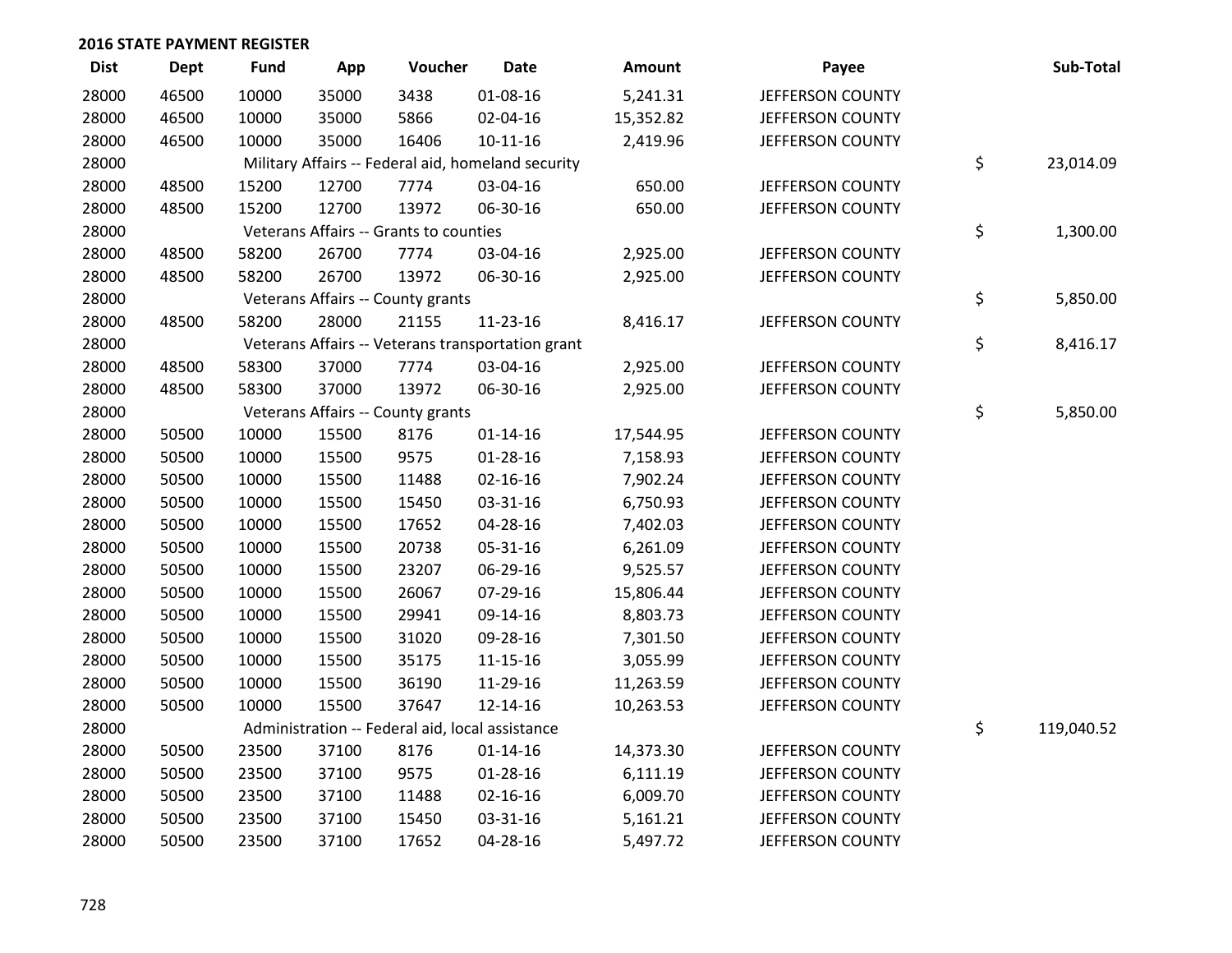## 2016 STATE PAYMENT REGISTER

| Dist | Dept | Fund | App | Voucher | Date | Amount | Payee | Sub-Total |
|---|---|---|---|---|---|---|---|---|
| 28000 | 46500 | 10000 | 35000 | 3438 | 01-08-16 | 5,241.31 | JEFFERSON COUNTY | |
| 28000 | 46500 | 10000 | 35000 | 5866 | 02-04-16 | 15,352.82 | JEFFERSON COUNTY | |
| 28000 | 46500 | 10000 | 35000 | 16406 | 10-11-16 | 2,419.96 | JEFFERSON COUNTY | |
| 28000 | | Military Affairs -- Federal aid, homeland security | | | | | | $ 23,014.09 |
| 28000 | 48500 | 15200 | 12700 | 7774 | 03-04-16 | 650.00 | JEFFERSON COUNTY | |
| 28000 | 48500 | 15200 | 12700 | 13972 | 06-30-16 | 650.00 | JEFFERSON COUNTY | |
| 28000 | | Veterans Affairs -- Grants to counties | | | | | | $ 1,300.00 |
| 28000 | 48500 | 58200 | 26700 | 7774 | 03-04-16 | 2,925.00 | JEFFERSON COUNTY | |
| 28000 | 48500 | 58200 | 26700 | 13972 | 06-30-16 | 2,925.00 | JEFFERSON COUNTY | |
| 28000 | | Veterans Affairs -- County grants | | | | | | $ 5,850.00 |
| 28000 | 48500 | 58200 | 28000 | 21155 | 11-23-16 | 8,416.17 | JEFFERSON COUNTY | |
| 28000 | | Veterans Affairs -- Veterans transportation grant | | | | | | $ 8,416.17 |
| 28000 | 48500 | 58300 | 37000 | 7774 | 03-04-16 | 2,925.00 | JEFFERSON COUNTY | |
| 28000 | 48500 | 58300 | 37000 | 13972 | 06-30-16 | 2,925.00 | JEFFERSON COUNTY | |
| 28000 | | Veterans Affairs -- County grants | | | | | | $ 5,850.00 |
| 28000 | 50500 | 10000 | 15500 | 8176 | 01-14-16 | 17,544.95 | JEFFERSON COUNTY | |
| 28000 | 50500 | 10000 | 15500 | 9575 | 01-28-16 | 7,158.93 | JEFFERSON COUNTY | |
| 28000 | 50500 | 10000 | 15500 | 11488 | 02-16-16 | 7,902.24 | JEFFERSON COUNTY | |
| 28000 | 50500 | 10000 | 15500 | 15450 | 03-31-16 | 6,750.93 | JEFFERSON COUNTY | |
| 28000 | 50500 | 10000 | 15500 | 17652 | 04-28-16 | 7,402.03 | JEFFERSON COUNTY | |
| 28000 | 50500 | 10000 | 15500 | 20738 | 05-31-16 | 6,261.09 | JEFFERSON COUNTY | |
| 28000 | 50500 | 10000 | 15500 | 23207 | 06-29-16 | 9,525.57 | JEFFERSON COUNTY | |
| 28000 | 50500 | 10000 | 15500 | 26067 | 07-29-16 | 15,806.44 | JEFFERSON COUNTY | |
| 28000 | 50500 | 10000 | 15500 | 29941 | 09-14-16 | 8,803.73 | JEFFERSON COUNTY | |
| 28000 | 50500 | 10000 | 15500 | 31020 | 09-28-16 | 7,301.50 | JEFFERSON COUNTY | |
| 28000 | 50500 | 10000 | 15500 | 35175 | 11-15-16 | 3,055.99 | JEFFERSON COUNTY | |
| 28000 | 50500 | 10000 | 15500 | 36190 | 11-29-16 | 11,263.59 | JEFFERSON COUNTY | |
| 28000 | 50500 | 10000 | 15500 | 37647 | 12-14-16 | 10,263.53 | JEFFERSON COUNTY | |
| 28000 | | Administration -- Federal aid, local assistance | | | | | | $ 119,040.52 |
| 28000 | 50500 | 23500 | 37100 | 8176 | 01-14-16 | 14,373.30 | JEFFERSON COUNTY | |
| 28000 | 50500 | 23500 | 37100 | 9575 | 01-28-16 | 6,111.19 | JEFFERSON COUNTY | |
| 28000 | 50500 | 23500 | 37100 | 11488 | 02-16-16 | 6,009.70 | JEFFERSON COUNTY | |
| 28000 | 50500 | 23500 | 37100 | 15450 | 03-31-16 | 5,161.21 | JEFFERSON COUNTY | |
| 28000 | 50500 | 23500 | 37100 | 17652 | 04-28-16 | 5,497.72 | JEFFERSON COUNTY | |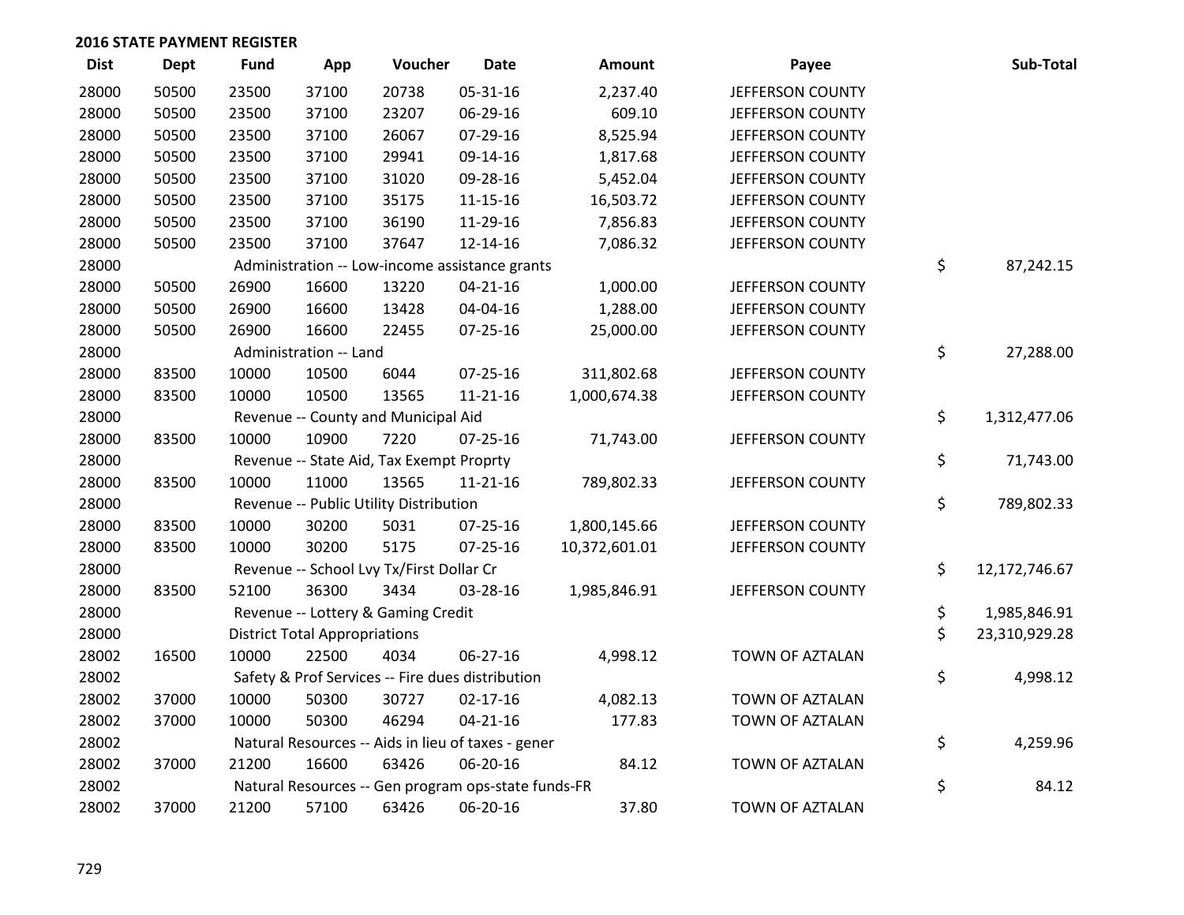## 2016 STATE PAYMENT REGISTER

| Dist | Dept | Fund | App | Voucher | Date | Amount | Payee | Sub-Total |
|---|---|---|---|---|---|---|---|---|
| 28000 | 50500 | 23500 | 37100 | 20738 | 05-31-16 | 2,237.40 | JEFFERSON COUNTY | |
| 28000 | 50500 | 23500 | 37100 | 23207 | 06-29-16 | 609.10 | JEFFERSON COUNTY | |
| 28000 | 50500 | 23500 | 37100 | 26067 | 07-29-16 | 8,525.94 | JEFFERSON COUNTY | |
| 28000 | 50500 | 23500 | 37100 | 29941 | 09-14-16 | 1,817.68 | JEFFERSON COUNTY | |
| 28000 | 50500 | 23500 | 37100 | 31020 | 09-28-16 | 5,452.04 | JEFFERSON COUNTY | |
| 28000 | 50500 | 23500 | 37100 | 35175 | 11-15-16 | 16,503.72 | JEFFERSON COUNTY | |
| 28000 | 50500 | 23500 | 37100 | 36190 | 11-29-16 | 7,856.83 | JEFFERSON COUNTY | |
| 28000 | 50500 | 23500 | 37100 | 37647 | 12-14-16 | 7,086.32 | JEFFERSON COUNTY | |
| 28000 | | Administration -- Low-income assistance grants | | | | | | $ 87,242.15 |
| 28000 | 50500 | 26900 | 16600 | 13220 | 04-21-16 | 1,000.00 | JEFFERSON COUNTY | |
| 28000 | 50500 | 26900 | 16600 | 13428 | 04-04-16 | 1,288.00 | JEFFERSON COUNTY | |
| 28000 | 50500 | 26900 | 16600 | 22455 | 07-25-16 | 25,000.00 | JEFFERSON COUNTY | |
| 28000 | | Administration -- Land | | | | | | $ 27,288.00 |
| 28000 | 83500 | 10000 | 10500 | 6044 | 07-25-16 | 311,802.68 | JEFFERSON COUNTY | |
| 28000 | 83500 | 10000 | 10500 | 13565 | 11-21-16 | 1,000,674.38 | JEFFERSON COUNTY | |
| 28000 | | Revenue -- County and Municipal Aid | | | | | | $ 1,312,477.06 |
| 28000 | 83500 | 10000 | 10900 | 7220 | 07-25-16 | 71,743.00 | JEFFERSON COUNTY | |
| 28000 | | Revenue -- State Aid, Tax Exempt Proprty | | | | | | $ 71,743.00 |
| 28000 | 83500 | 10000 | 11000 | 13565 | 11-21-16 | 789,802.33 | JEFFERSON COUNTY | |
| 28000 | | Revenue -- Public Utility Distribution | | | | | | $ 789,802.33 |
| 28000 | 83500 | 10000 | 30200 | 5031 | 07-25-16 | 1,800,145.66 | JEFFERSON COUNTY | |
| 28000 | 83500 | 10000 | 30200 | 5175 | 07-25-16 | 10,372,601.01 | JEFFERSON COUNTY | |
| 28000 | | Revenue -- School Lvy Tx/First Dollar Cr | | | | | | $ 12,172,746.67 |
| 28000 | 83500 | 52100 | 36300 | 3434 | 03-28-16 | 1,985,846.91 | JEFFERSON COUNTY | |
| 28000 | | Revenue -- Lottery & Gaming Credit | | | | | | $ 1,985,846.91 |
| 28000 | | District Total Appropriations | | | | | | $ 23,310,929.28 |
| 28002 | 16500 | 10000 | 22500 | 4034 | 06-27-16 | 4,998.12 | TOWN OF AZTALAN | |
| 28002 | | Safety & Prof Services -- Fire dues distribution | | | | | | $ 4,998.12 |
| 28002 | 37000 | 10000 | 50300 | 30727 | 02-17-16 | 4,082.13 | TOWN OF AZTALAN | |
| 28002 | 37000 | 10000 | 50300 | 46294 | 04-21-16 | 177.83 | TOWN OF AZTALAN | |
| 28002 | | Natural Resources -- Aids in lieu of taxes - gener | | | | | | $ 4,259.96 |
| 28002 | 37000 | 21200 | 16600 | 63426 | 06-20-16 | 84.12 | TOWN OF AZTALAN | |
| 28002 | | Natural Resources -- Gen program ops-state funds-FR | | | | | | $ 84.12 |
| 28002 | 37000 | 21200 | 57100 | 63426 | 06-20-16 | 37.80 | TOWN OF AZTALAN | |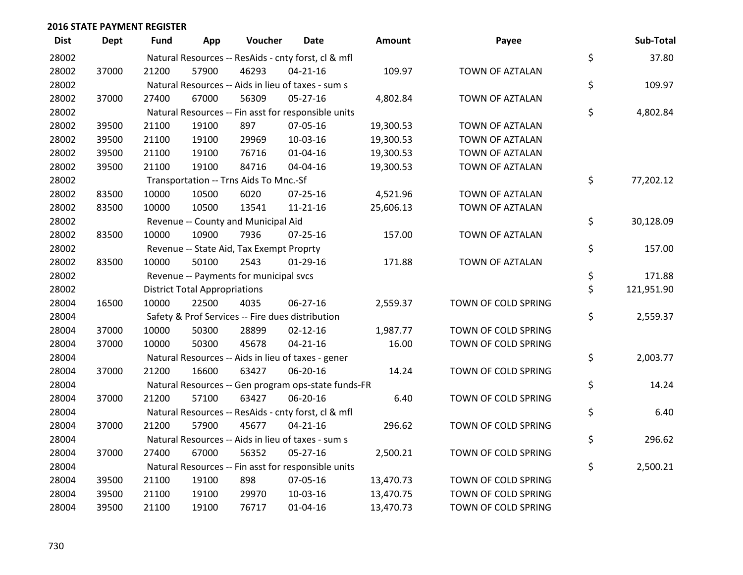## 2016 STATE PAYMENT REGISTER

| Dist | Dept | Fund | App | Voucher | Date | Amount | Payee | | Sub-Total |
|---|---|---|---|---|---|---|---|---|---|
| 28002 | | Natural Resources -- ResAids - cnty forst, cl & mfl | | | | | | $ | 37.80 |
| 28002 | 37000 | 21200 | 57900 | 46293 | 04-21-16 | 109.97 | TOWN OF AZTALAN | | |
| 28002 | | Natural Resources -- Aids in lieu of taxes - sum s | | | | | | $ | 109.97 |
| 28002 | 37000 | 27400 | 67000 | 56309 | 05-27-16 | 4,802.84 | TOWN OF AZTALAN | | |
| 28002 | | Natural Resources -- Fin asst for responsible units | | | | | | $ | 4,802.84 |
| 28002 | 39500 | 21100 | 19100 | 897 | 07-05-16 | 19,300.53 | TOWN OF AZTALAN | | |
| 28002 | 39500 | 21100 | 19100 | 29969 | 10-03-16 | 19,300.53 | TOWN OF AZTALAN | | |
| 28002 | 39500 | 21100 | 19100 | 76716 | 01-04-16 | 19,300.53 | TOWN OF AZTALAN | | |
| 28002 | 39500 | 21100 | 19100 | 84716 | 04-04-16 | 19,300.53 | TOWN OF AZTALAN | | |
| 28002 | | Transportation -- Trns Aids To Mnc.-Sf | | | | | | $ | 77,202.12 |
| 28002 | 83500 | 10000 | 10500 | 6020 | 07-25-16 | 4,521.96 | TOWN OF AZTALAN | | |
| 28002 | 83500 | 10000 | 10500 | 13541 | 11-21-16 | 25,606.13 | TOWN OF AZTALAN | | |
| 28002 | | Revenue -- County and Municipal Aid | | | | | | $ | 30,128.09 |
| 28002 | 83500 | 10000 | 10900 | 7936 | 07-25-16 | 157.00 | TOWN OF AZTALAN | | |
| 28002 | | Revenue -- State Aid, Tax Exempt Proprty | | | | | | $ | 157.00 |
| 28002 | 83500 | 10000 | 50100 | 2543 | 01-29-16 | 171.88 | TOWN OF AZTALAN | | |
| 28002 | | Revenue -- Payments for municipal svcs | | | | | | $ | 171.88 |
| 28002 | | District Total Appropriations | | | | | | $ | 121,951.90 |
| 28004 | 16500 | 10000 | 22500 | 4035 | 06-27-16 | 2,559.37 | TOWN OF COLD SPRING | | |
| 28004 | | Safety & Prof Services -- Fire dues distribution | | | | | | $ | 2,559.37 |
| 28004 | 37000 | 10000 | 50300 | 28899 | 02-12-16 | 1,987.77 | TOWN OF COLD SPRING | | |
| 28004 | 37000 | 10000 | 50300 | 45678 | 04-21-16 | 16.00 | TOWN OF COLD SPRING | | |
| 28004 | | Natural Resources -- Aids in lieu of taxes - gener | | | | | | $ | 2,003.77 |
| 28004 | 37000 | 21200 | 16600 | 63427 | 06-20-16 | 14.24 | TOWN OF COLD SPRING | | |
| 28004 | | Natural Resources -- Gen program ops-state funds-FR | | | | | | $ | 14.24 |
| 28004 | 37000 | 21200 | 57100 | 63427 | 06-20-16 | 6.40 | TOWN OF COLD SPRING | | |
| 28004 | | Natural Resources -- ResAids - cnty forst, cl & mfl | | | | | | $ | 6.40 |
| 28004 | 37000 | 21200 | 57900 | 45677 | 04-21-16 | 296.62 | TOWN OF COLD SPRING | | |
| 28004 | | Natural Resources -- Aids in lieu of taxes - sum s | | | | | | $ | 296.62 |
| 28004 | 37000 | 27400 | 67000 | 56352 | 05-27-16 | 2,500.21 | TOWN OF COLD SPRING | | |
| 28004 | | Natural Resources -- Fin asst for responsible units | | | | | | $ | 2,500.21 |
| 28004 | 39500 | 21100 | 19100 | 898 | 07-05-16 | 13,470.73 | TOWN OF COLD SPRING | | |
| 28004 | 39500 | 21100 | 19100 | 29970 | 10-03-16 | 13,470.75 | TOWN OF COLD SPRING | | |
| 28004 | 39500 | 21100 | 19100 | 76717 | 01-04-16 | 13,470.73 | TOWN OF COLD SPRING | | |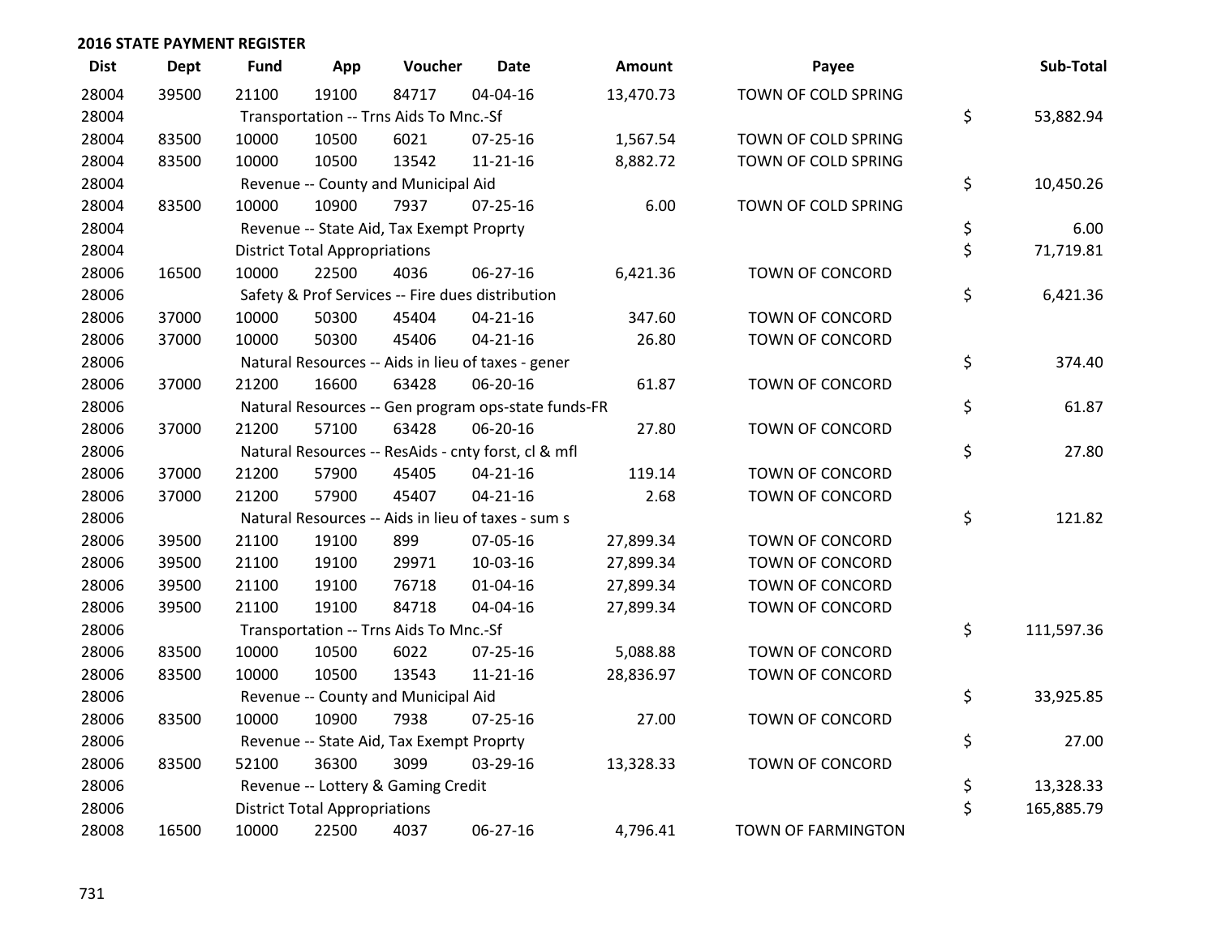## 2016 STATE PAYMENT REGISTER

| Dist | Dept | Fund | App | Voucher | Date | Amount | Payee | Sub-Total |
|---|---|---|---|---|---|---|---|---|
| 28004 | 39500 | 21100 | 19100 | 84717 | 04-04-16 | 13,470.73 | TOWN OF COLD SPRING | |
| 28004 | | Transportation -- Trns Aids To Mnc.-Sf | | | | | | $ 53,882.94 |
| 28004 | 83500 | 10000 | 10500 | 6021 | 07-25-16 | 1,567.54 | TOWN OF COLD SPRING | |
| 28004 | 83500 | 10000 | 10500 | 13542 | 11-21-16 | 8,882.72 | TOWN OF COLD SPRING | |
| 28004 | | Revenue -- County and Municipal Aid | | | | | | $ 10,450.26 |
| 28004 | 83500 | 10000 | 10900 | 7937 | 07-25-16 | 6.00 | TOWN OF COLD SPRING | |
| 28004 | | Revenue -- State Aid, Tax Exempt Proprty | | | | | | $ 6.00 |
| 28004 | | District Total Appropriations | | | | | | $ 71,719.81 |
| 28006 | 16500 | 10000 | 22500 | 4036 | 06-27-16 | 6,421.36 | TOWN OF CONCORD | |
| 28006 | | Safety & Prof Services -- Fire dues distribution | | | | | | $ 6,421.36 |
| 28006 | 37000 | 10000 | 50300 | 45404 | 04-21-16 | 347.60 | TOWN OF CONCORD | |
| 28006 | 37000 | 10000 | 50300 | 45406 | 04-21-16 | 26.80 | TOWN OF CONCORD | |
| 28006 | | Natural Resources -- Aids in lieu of taxes - gener | | | | | | $ 374.40 |
| 28006 | 37000 | 21200 | 16600 | 63428 | 06-20-16 | 61.87 | TOWN OF CONCORD | |
| 28006 | | Natural Resources -- Gen program ops-state funds-FR | | | | | | $ 61.87 |
| 28006 | 37000 | 21200 | 57100 | 63428 | 06-20-16 | 27.80 | TOWN OF CONCORD | |
| 28006 | | Natural Resources -- ResAids - cnty forst, cl & mfl | | | | | | $ 27.80 |
| 28006 | 37000 | 21200 | 57900 | 45405 | 04-21-16 | 119.14 | TOWN OF CONCORD | |
| 28006 | 37000 | 21200 | 57900 | 45407 | 04-21-16 | 2.68 | TOWN OF CONCORD | |
| 28006 | | Natural Resources -- Aids in lieu of taxes - sum s | | | | | | $ 121.82 |
| 28006 | 39500 | 21100 | 19100 | 899 | 07-05-16 | 27,899.34 | TOWN OF CONCORD | |
| 28006 | 39500 | 21100 | 19100 | 29971 | 10-03-16 | 27,899.34 | TOWN OF CONCORD | |
| 28006 | 39500 | 21100 | 19100 | 76718 | 01-04-16 | 27,899.34 | TOWN OF CONCORD | |
| 28006 | 39500 | 21100 | 19100 | 84718 | 04-04-16 | 27,899.34 | TOWN OF CONCORD | |
| 28006 | | Transportation -- Trns Aids To Mnc.-Sf | | | | | | $ 111,597.36 |
| 28006 | 83500 | 10000 | 10500 | 6022 | 07-25-16 | 5,088.88 | TOWN OF CONCORD | |
| 28006 | 83500 | 10000 | 10500 | 13543 | 11-21-16 | 28,836.97 | TOWN OF CONCORD | |
| 28006 | | Revenue -- County and Municipal Aid | | | | | | $ 33,925.85 |
| 28006 | 83500 | 10000 | 10900 | 7938 | 07-25-16 | 27.00 | TOWN OF CONCORD | |
| 28006 | | Revenue -- State Aid, Tax Exempt Proprty | | | | | | $ 27.00 |
| 28006 | 83500 | 52100 | 36300 | 3099 | 03-29-16 | 13,328.33 | TOWN OF CONCORD | |
| 28006 | | Revenue -- Lottery & Gaming Credit | | | | | | $ 13,328.33 |
| 28006 | | District Total Appropriations | | | | | | $ 165,885.79 |
| 28008 | 16500 | 10000 | 22500 | 4037 | 06-27-16 | 4,796.41 | TOWN OF FARMINGTON | |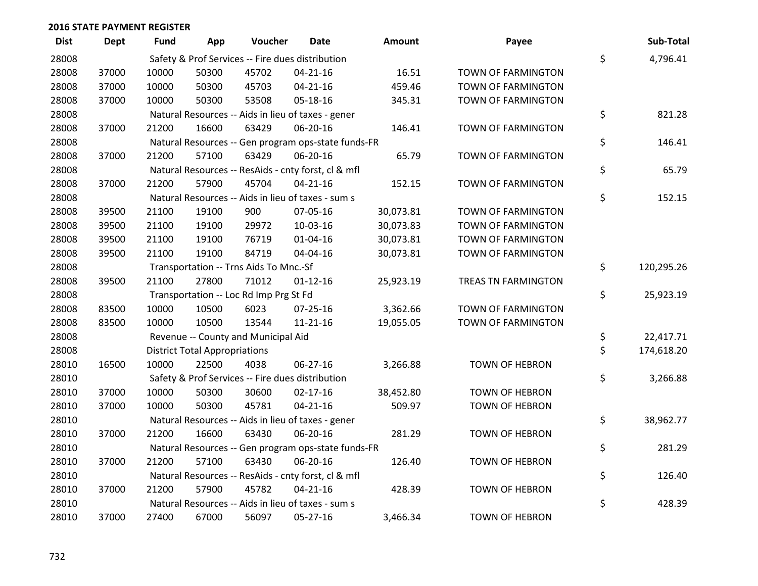**2016 STATE PAYMENT REGISTER**

| Dist | Dept | Fund | App | Voucher | Date | Amount | Payee | Sub-Total |
|---|---|---|---|---|---|---|---|---|
| 28008 | | Safety & Prof Services -- Fire dues distribution | | | | | | $ 4,796.41 |
| 28008 | 37000 | 10000 | 50300 | 45702 | 04-21-16 | 16.51 | TOWN OF FARMINGTON | |
| 28008 | 37000 | 10000 | 50300 | 45703 | 04-21-16 | 459.46 | TOWN OF FARMINGTON | |
| 28008 | 37000 | 10000 | 50300 | 53508 | 05-18-16 | 345.31 | TOWN OF FARMINGTON | |
| 28008 | | Natural Resources -- Aids in lieu of taxes - gener | | | | | | $ 821.28 |
| 28008 | 37000 | 21200 | 16600 | 63429 | 06-20-16 | 146.41 | TOWN OF FARMINGTON | |
| 28008 | | Natural Resources -- Gen program ops-state funds-FR | | | | | | $ 146.41 |
| 28008 | 37000 | 21200 | 57100 | 63429 | 06-20-16 | 65.79 | TOWN OF FARMINGTON | |
| 28008 | | Natural Resources -- ResAids - cnty forst, cl & mfl | | | | | | $ 65.79 |
| 28008 | 37000 | 21200 | 57900 | 45704 | 04-21-16 | 152.15 | TOWN OF FARMINGTON | |
| 28008 | | Natural Resources -- Aids in lieu of taxes - sum s | | | | | | $ 152.15 |
| 28008 | 39500 | 21100 | 19100 | 900 | 07-05-16 | 30,073.81 | TOWN OF FARMINGTON | |
| 28008 | 39500 | 21100 | 19100 | 29972 | 10-03-16 | 30,073.83 | TOWN OF FARMINGTON | |
| 28008 | 39500 | 21100 | 19100 | 76719 | 01-04-16 | 30,073.81 | TOWN OF FARMINGTON | |
| 28008 | 39500 | 21100 | 19100 | 84719 | 04-04-16 | 30,073.81 | TOWN OF FARMINGTON | |
| 28008 | | Transportation -- Trns Aids To Mnc.-Sf | | | | | | $ 120,295.26 |
| 28008 | 39500 | 21100 | 27800 | 71012 | 01-12-16 | 25,923.19 | TREAS TN FARMINGTON | |
| 28008 | | Transportation -- Loc Rd Imp Prg St Fd | | | | | | $ 25,923.19 |
| 28008 | 83500 | 10000 | 10500 | 6023 | 07-25-16 | 3,362.66 | TOWN OF FARMINGTON | |
| 28008 | 83500 | 10000 | 10500 | 13544 | 11-21-16 | 19,055.05 | TOWN OF FARMINGTON | |
| 28008 | | Revenue -- County and Municipal Aid | | | | | | $ 22,417.71 |
| 28008 | | District Total Appropriations | | | | | | $ 174,618.20 |
| 28010 | 16500 | 10000 | 22500 | 4038 | 06-27-16 | 3,266.88 | TOWN OF HEBRON | |
| 28010 | | Safety & Prof Services -- Fire dues distribution | | | | | | $ 3,266.88 |
| 28010 | 37000 | 10000 | 50300 | 30600 | 02-17-16 | 38,452.80 | TOWN OF HEBRON | |
| 28010 | 37000 | 10000 | 50300 | 45781 | 04-21-16 | 509.97 | TOWN OF HEBRON | |
| 28010 | | Natural Resources -- Aids in lieu of taxes - gener | | | | | | $ 38,962.77 |
| 28010 | 37000 | 21200 | 16600 | 63430 | 06-20-16 | 281.29 | TOWN OF HEBRON | |
| 28010 | | Natural Resources -- Gen program ops-state funds-FR | | | | | | $ 281.29 |
| 28010 | 37000 | 21200 | 57100 | 63430 | 06-20-16 | 126.40 | TOWN OF HEBRON | |
| 28010 | | Natural Resources -- ResAids - cnty forst, cl & mfl | | | | | | $ 126.40 |
| 28010 | 37000 | 21200 | 57900 | 45782 | 04-21-16 | 428.39 | TOWN OF HEBRON | |
| 28010 | | Natural Resources -- Aids in lieu of taxes - sum s | | | | | | $ 428.39 |
| 28010 | 37000 | 27400 | 67000 | 56097 | 05-27-16 | 3,466.34 | TOWN OF HEBRON | |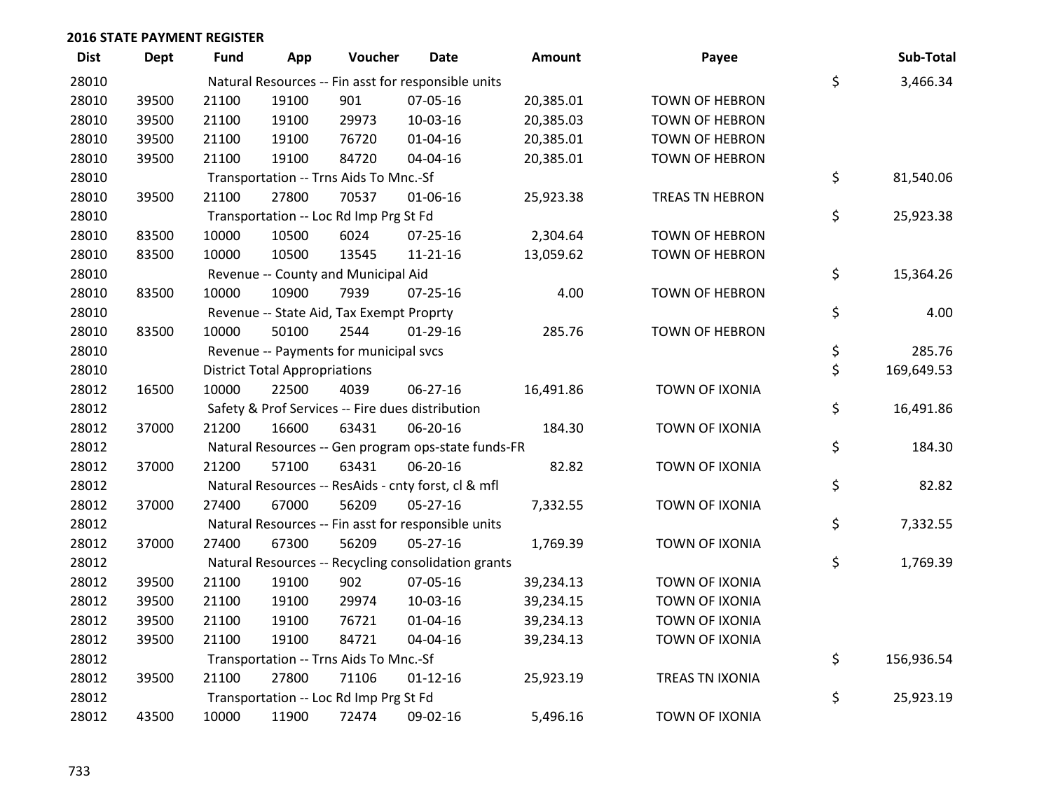## 2016 STATE PAYMENT REGISTER

| Dist | Dept | Fund | App | Voucher | Date | Amount | Payee | | Sub-Total |
|---|---|---|---|---|---|---|---|---|---|
| 28010 | | Natural Resources -- Fin asst for responsible units | | | | | | $ | 3,466.34 |
| 28010 | 39500 | 21100 | 19100 | 901 | 07-05-16 | 20,385.01 | TOWN OF HEBRON | | |
| 28010 | 39500 | 21100 | 19100 | 29973 | 10-03-16 | 20,385.03 | TOWN OF HEBRON | | |
| 28010 | 39500 | 21100 | 19100 | 76720 | 01-04-16 | 20,385.01 | TOWN OF HEBRON | | |
| 28010 | 39500 | 21100 | 19100 | 84720 | 04-04-16 | 20,385.01 | TOWN OF HEBRON | | |
| 28010 | | Transportation -- Trns Aids To Mnc.-Sf | | | | | | $ | 81,540.06 |
| 28010 | 39500 | 21100 | 27800 | 70537 | 01-06-16 | 25,923.38 | TREAS TN HEBRON | | |
| 28010 | | Transportation -- Loc Rd Imp Prg St Fd | | | | | | $ | 25,923.38 |
| 28010 | 83500 | 10000 | 10500 | 6024 | 07-25-16 | 2,304.64 | TOWN OF HEBRON | | |
| 28010 | 83500 | 10000 | 10500 | 13545 | 11-21-16 | 13,059.62 | TOWN OF HEBRON | | |
| 28010 | | Revenue -- County and Municipal Aid | | | | | | $ | 15,364.26 |
| 28010 | 83500 | 10000 | 10900 | 7939 | 07-25-16 | 4.00 | TOWN OF HEBRON | | |
| 28010 | | Revenue -- State Aid, Tax Exempt Proprty | | | | | | $ | 4.00 |
| 28010 | 83500 | 10000 | 50100 | 2544 | 01-29-16 | 285.76 | TOWN OF HEBRON | | |
| 28010 | | Revenue -- Payments for municipal svcs | | | | | | $ | 285.76 |
| 28010 | | District Total Appropriations | | | | | | $ | 169,649.53 |
| 28012 | 16500 | 10000 | 22500 | 4039 | 06-27-16 | 16,491.86 | TOWN OF IXONIA | | |
| 28012 | | Safety & Prof Services -- Fire dues distribution | | | | | | $ | 16,491.86 |
| 28012 | 37000 | 21200 | 16600 | 63431 | 06-20-16 | 184.30 | TOWN OF IXONIA | | |
| 28012 | | Natural Resources -- Gen program ops-state funds-FR | | | | | | $ | 184.30 |
| 28012 | 37000 | 21200 | 57100 | 63431 | 06-20-16 | 82.82 | TOWN OF IXONIA | | |
| 28012 | | Natural Resources -- ResAids - cnty forst, cl & mfl | | | | | | $ | 82.82 |
| 28012 | 37000 | 27400 | 67000 | 56209 | 05-27-16 | 7,332.55 | TOWN OF IXONIA | | |
| 28012 | | Natural Resources -- Fin asst for responsible units | | | | | | $ | 7,332.55 |
| 28012 | 37000 | 27400 | 67300 | 56209 | 05-27-16 | 1,769.39 | TOWN OF IXONIA | | |
| 28012 | | Natural Resources -- Recycling consolidation grants | | | | | | $ | 1,769.39 |
| 28012 | 39500 | 21100 | 19100 | 902 | 07-05-16 | 39,234.13 | TOWN OF IXONIA | | |
| 28012 | 39500 | 21100 | 19100 | 29974 | 10-03-16 | 39,234.15 | TOWN OF IXONIA | | |
| 28012 | 39500 | 21100 | 19100 | 76721 | 01-04-16 | 39,234.13 | TOWN OF IXONIA | | |
| 28012 | 39500 | 21100 | 19100 | 84721 | 04-04-16 | 39,234.13 | TOWN OF IXONIA | | |
| 28012 | | Transportation -- Trns Aids To Mnc.-Sf | | | | | | $ | 156,936.54 |
| 28012 | 39500 | 21100 | 27800 | 71106 | 01-12-16 | 25,923.19 | TREAS TN IXONIA | | |
| 28012 | | Transportation -- Loc Rd Imp Prg St Fd | | | | | | $ | 25,923.19 |
| 28012 | 43500 | 10000 | 11900 | 72474 | 09-02-16 | 5,496.16 | TOWN OF IXONIA | | |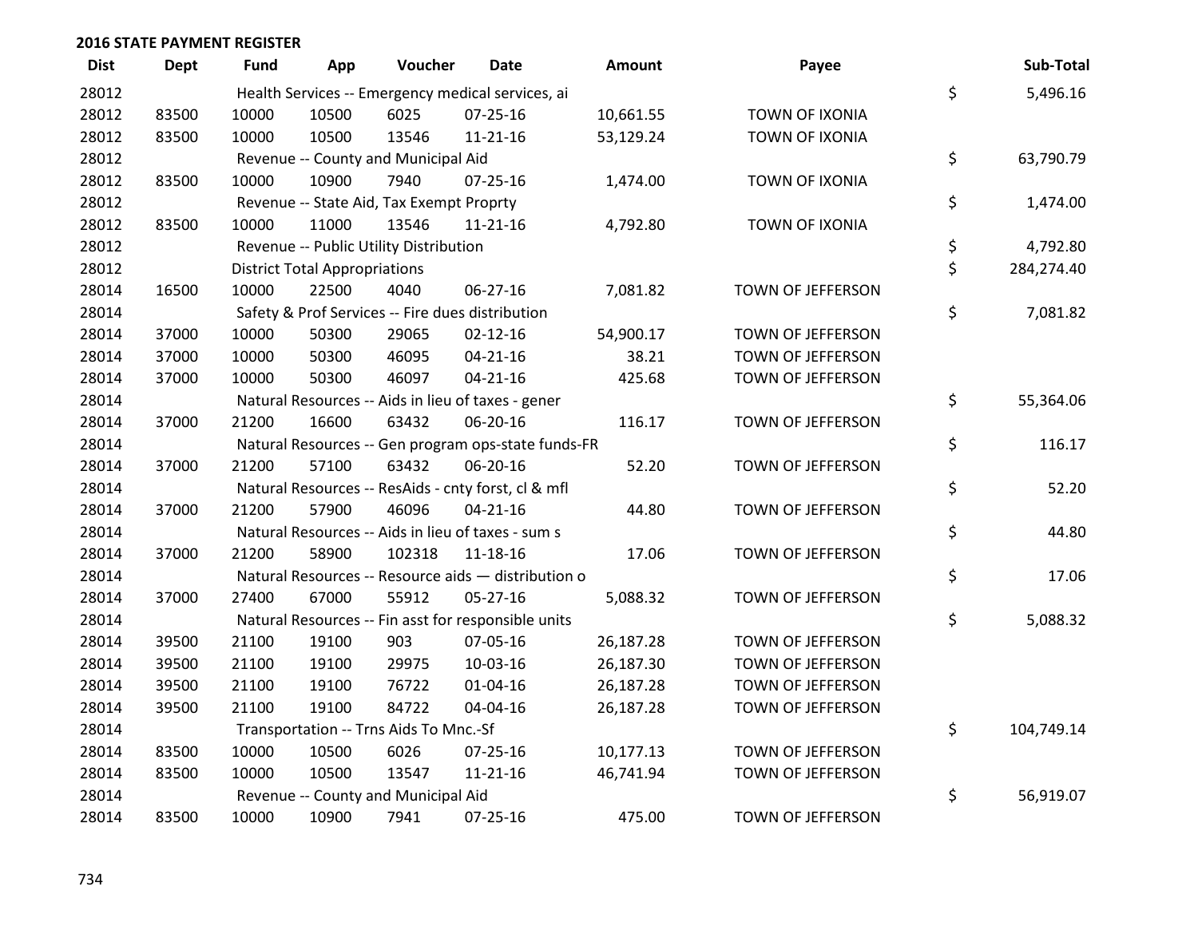## 2016 STATE PAYMENT REGISTER

| Dist | Dept | Fund | App | Voucher | Date | Amount | Payee | | Sub-Total |
|---|---|---|---|---|---|---|---|---|---|
| 28012 | | Health Services -- Emergency medical services, ai | | | | | | $ | 5,496.16 |
| 28012 | 83500 | 10000 | 10500 | 6025 | 07-25-16 | 10,661.55 | TOWN OF IXONIA | | |
| 28012 | 83500 | 10000 | 10500 | 13546 | 11-21-16 | 53,129.24 | TOWN OF IXONIA | | |
| 28012 | | Revenue -- County and Municipal Aid | | | | | | $ | 63,790.79 |
| 28012 | 83500 | 10000 | 10900 | 7940 | 07-25-16 | 1,474.00 | TOWN OF IXONIA | | |
| 28012 | | Revenue -- State Aid, Tax Exempt Proprty | | | | | | $ | 1,474.00 |
| 28012 | 83500 | 10000 | 11000 | 13546 | 11-21-16 | 4,792.80 | TOWN OF IXONIA | | |
| 28012 | | Revenue -- Public Utility Distribution | | | | | | $ | 4,792.80 |
| 28012 | | District Total Appropriations | | | | | | $ | 284,274.40 |
| 28014 | 16500 | 10000 | 22500 | 4040 | 06-27-16 | 7,081.82 | TOWN OF JEFFERSON | | |
| 28014 | | Safety & Prof Services -- Fire dues distribution | | | | | | $ | 7,081.82 |
| 28014 | 37000 | 10000 | 50300 | 29065 | 02-12-16 | 54,900.17 | TOWN OF JEFFERSON | | |
| 28014 | 37000 | 10000 | 50300 | 46095 | 04-21-16 | 38.21 | TOWN OF JEFFERSON | | |
| 28014 | 37000 | 10000 | 50300 | 46097 | 04-21-16 | 425.68 | TOWN OF JEFFERSON | | |
| 28014 | | Natural Resources -- Aids in lieu of taxes - gener | | | | | | $ | 55,364.06 |
| 28014 | 37000 | 21200 | 16600 | 63432 | 06-20-16 | 116.17 | TOWN OF JEFFERSON | | |
| 28014 | | Natural Resources -- Gen program ops-state funds-FR | | | | | | $ | 116.17 |
| 28014 | 37000 | 21200 | 57100 | 63432 | 06-20-16 | 52.20 | TOWN OF JEFFERSON | | |
| 28014 | | Natural Resources -- ResAids - cnty forst, cl & mfl | | | | | | $ | 52.20 |
| 28014 | 37000 | 21200 | 57900 | 46096 | 04-21-16 | 44.80 | TOWN OF JEFFERSON | | |
| 28014 | | Natural Resources -- Aids in lieu of taxes - sum s | | | | | | $ | 44.80 |
| 28014 | 37000 | 21200 | 58900 | 102318 | 11-18-16 | 17.06 | TOWN OF JEFFERSON | | |
| 28014 | | Natural Resources -- Resource aids — distribution o | | | | | | $ | 17.06 |
| 28014 | 37000 | 27400 | 67000 | 55912 | 05-27-16 | 5,088.32 | TOWN OF JEFFERSON | | |
| 28014 | | Natural Resources -- Fin asst for responsible units | | | | | | $ | 5,088.32 |
| 28014 | 39500 | 21100 | 19100 | 903 | 07-05-16 | 26,187.28 | TOWN OF JEFFERSON | | |
| 28014 | 39500 | 21100 | 19100 | 29975 | 10-03-16 | 26,187.30 | TOWN OF JEFFERSON | | |
| 28014 | 39500 | 21100 | 19100 | 76722 | 01-04-16 | 26,187.28 | TOWN OF JEFFERSON | | |
| 28014 | 39500 | 21100 | 19100 | 84722 | 04-04-16 | 26,187.28 | TOWN OF JEFFERSON | | |
| 28014 | | Transportation -- Trns Aids To Mnc.-Sf | | | | | | $ | 104,749.14 |
| 28014 | 83500 | 10000 | 10500 | 6026 | 07-25-16 | 10,177.13 | TOWN OF JEFFERSON | | |
| 28014 | 83500 | 10000 | 10500 | 13547 | 11-21-16 | 46,741.94 | TOWN OF JEFFERSON | | |
| 28014 | | Revenue -- County and Municipal Aid | | | | | | $ | 56,919.07 |
| 28014 | 83500 | 10000 | 10900 | 7941 | 07-25-16 | 475.00 | TOWN OF JEFFERSON | | |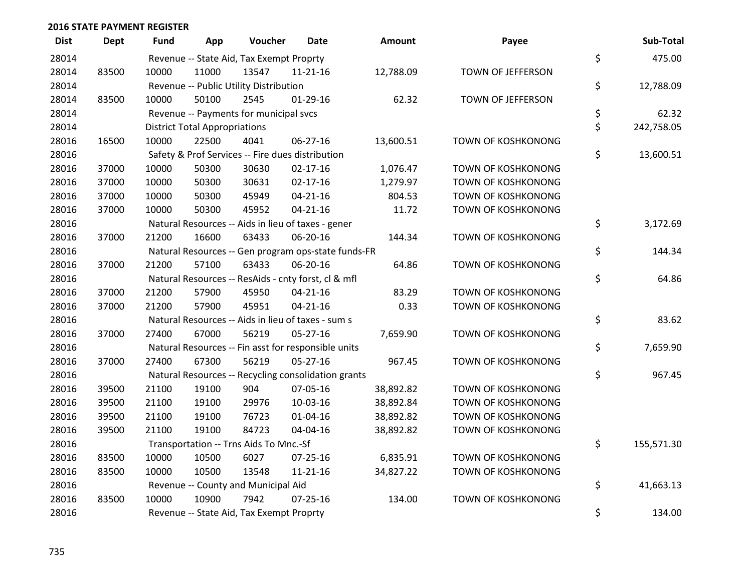## 2016 STATE PAYMENT REGISTER

| Dist | Dept | Fund | App | Voucher | Date | Amount | Payee | Sub-Total |
|---|---|---|---|---|---|---|---|---|
| 28014 | | Revenue -- State Aid, Tax Exempt Proprty | | | | | | $ 475.00 |
| 28014 | 83500 | 10000 | 11000 | 13547 | 11-21-16 | 12,788.09 | TOWN OF JEFFERSON | |
| 28014 | | Revenue -- Public Utility Distribution | | | | | | $ 12,788.09 |
| 28014 | 83500 | 10000 | 50100 | 2545 | 01-29-16 | 62.32 | TOWN OF JEFFERSON | |
| 28014 | | Revenue -- Payments for municipal svcs | | | | | | $ 62.32 |
| 28014 | | District Total Appropriations | | | | | | $ 242,758.05 |
| 28016 | 16500 | 10000 | 22500 | 4041 | 06-27-16 | 13,600.51 | TOWN OF KOSHKONONG | |
| 28016 | | Safety & Prof Services -- Fire dues distribution | | | | | | $ 13,600.51 |
| 28016 | 37000 | 10000 | 50300 | 30630 | 02-17-16 | 1,076.47 | TOWN OF KOSHKONONG | |
| 28016 | 37000 | 10000 | 50300 | 30631 | 02-17-16 | 1,279.97 | TOWN OF KOSHKONONG | |
| 28016 | 37000 | 10000 | 50300 | 45949 | 04-21-16 | 804.53 | TOWN OF KOSHKONONG | |
| 28016 | 37000 | 10000 | 50300 | 45952 | 04-21-16 | 11.72 | TOWN OF KOSHKONONG | |
| 28016 | | Natural Resources -- Aids in lieu of taxes - gener | | | | | | $ 3,172.69 |
| 28016 | 37000 | 21200 | 16600 | 63433 | 06-20-16 | 144.34 | TOWN OF KOSHKONONG | |
| 28016 | | Natural Resources -- Gen program ops-state funds-FR | | | | | | $ 144.34 |
| 28016 | 37000 | 21200 | 57100 | 63433 | 06-20-16 | 64.86 | TOWN OF KOSHKONONG | |
| 28016 | | Natural Resources -- ResAids - cnty forst, cl & mfl | | | | | | $ 64.86 |
| 28016 | 37000 | 21200 | 57900 | 45950 | 04-21-16 | 83.29 | TOWN OF KOSHKONONG | |
| 28016 | 37000 | 21200 | 57900 | 45951 | 04-21-16 | 0.33 | TOWN OF KOSHKONONG | |
| 28016 | | Natural Resources -- Aids in lieu of taxes - sum s | | | | | | $ 83.62 |
| 28016 | 37000 | 27400 | 67000 | 56219 | 05-27-16 | 7,659.90 | TOWN OF KOSHKONONG | |
| 28016 | | Natural Resources -- Fin asst for responsible units | | | | | | $ 7,659.90 |
| 28016 | 37000 | 27400 | 67300 | 56219 | 05-27-16 | 967.45 | TOWN OF KOSHKONONG | |
| 28016 | | Natural Resources -- Recycling consolidation grants | | | | | | $ 967.45 |
| 28016 | 39500 | 21100 | 19100 | 904 | 07-05-16 | 38,892.82 | TOWN OF KOSHKONONG | |
| 28016 | 39500 | 21100 | 19100 | 29976 | 10-03-16 | 38,892.84 | TOWN OF KOSHKONONG | |
| 28016 | 39500 | 21100 | 19100 | 76723 | 01-04-16 | 38,892.82 | TOWN OF KOSHKONONG | |
| 28016 | 39500 | 21100 | 19100 | 84723 | 04-04-16 | 38,892.82 | TOWN OF KOSHKONONG | |
| 28016 | | Transportation -- Trns Aids To Mnc.-Sf | | | | | | $ 155,571.30 |
| 28016 | 83500 | 10000 | 10500 | 6027 | 07-25-16 | 6,835.91 | TOWN OF KOSHKONONG | |
| 28016 | 83500 | 10000 | 10500 | 13548 | 11-21-16 | 34,827.22 | TOWN OF KOSHKONONG | |
| 28016 | | Revenue -- County and Municipal Aid | | | | | | $ 41,663.13 |
| 28016 | 83500 | 10000 | 10900 | 7942 | 07-25-16 | 134.00 | TOWN OF KOSHKONONG | |
| 28016 | | Revenue -- State Aid, Tax Exempt Proprty | | | | | | $ 134.00 |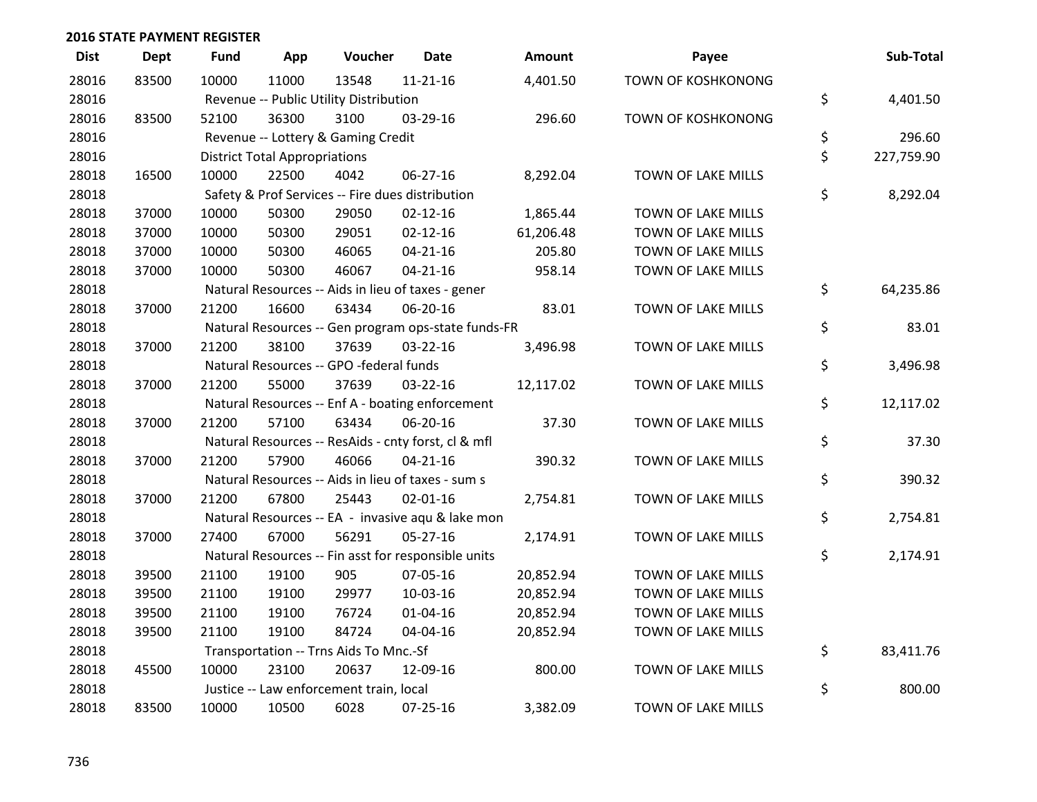## 2016 STATE PAYMENT REGISTER

| Dist | Dept | Fund | App | Voucher | Date | Amount | Payee | Sub-Total |
|---|---|---|---|---|---|---|---|---|
| 28016 | 83500 | 10000 | 11000 | 13548 | 11-21-16 | 4,401.50 | TOWN OF KOSHKONONG | |
| 28016 | | Revenue -- Public Utility Distribution | | | | | | $ 4,401.50 |
| 28016 | 83500 | 52100 | 36300 | 3100 | 03-29-16 | 296.60 | TOWN OF KOSHKONONG | |
| 28016 | | Revenue -- Lottery & Gaming Credit | | | | | | $ 296.60 |
| 28016 | | District Total Appropriations | | | | | | $ 227,759.90 |
| 28018 | 16500 | 10000 | 22500 | 4042 | 06-27-16 | 8,292.04 | TOWN OF LAKE MILLS | |
| 28018 | | Safety & Prof Services -- Fire dues distribution | | | | | | $ 8,292.04 |
| 28018 | 37000 | 10000 | 50300 | 29050 | 02-12-16 | 1,865.44 | TOWN OF LAKE MILLS | |
| 28018 | 37000 | 10000 | 50300 | 29051 | 02-12-16 | 61,206.48 | TOWN OF LAKE MILLS | |
| 28018 | 37000 | 10000 | 50300 | 46065 | 04-21-16 | 205.80 | TOWN OF LAKE MILLS | |
| 28018 | 37000 | 10000 | 50300 | 46067 | 04-21-16 | 958.14 | TOWN OF LAKE MILLS | |
| 28018 | | Natural Resources -- Aids in lieu of taxes - gener | | | | | | $ 64,235.86 |
| 28018 | 37000 | 21200 | 16600 | 63434 | 06-20-16 | 83.01 | TOWN OF LAKE MILLS | |
| 28018 | | Natural Resources -- Gen program ops-state funds-FR | | | | | | $ 83.01 |
| 28018 | 37000 | 21200 | 38100 | 37639 | 03-22-16 | 3,496.98 | TOWN OF LAKE MILLS | |
| 28018 | | Natural Resources -- GPO -federal funds | | | | | | $ 3,496.98 |
| 28018 | 37000 | 21200 | 55000 | 37639 | 03-22-16 | 12,117.02 | TOWN OF LAKE MILLS | |
| 28018 | | Natural Resources -- Enf A - boating enforcement | | | | | | $ 12,117.02 |
| 28018 | 37000 | 21200 | 57100 | 63434 | 06-20-16 | 37.30 | TOWN OF LAKE MILLS | |
| 28018 | | Natural Resources -- ResAids - cnty forst, cl & mfl | | | | | | $ 37.30 |
| 28018 | 37000 | 21200 | 57900 | 46066 | 04-21-16 | 390.32 | TOWN OF LAKE MILLS | |
| 28018 | | Natural Resources -- Aids in lieu of taxes - sum s | | | | | | $ 390.32 |
| 28018 | 37000 | 21200 | 67800 | 25443 | 02-01-16 | 2,754.81 | TOWN OF LAKE MILLS | |
| 28018 | | Natural Resources -- EA - invasive aqu & lake mon | | | | | | $ 2,754.81 |
| 28018 | 37000 | 27400 | 67000 | 56291 | 05-27-16 | 2,174.91 | TOWN OF LAKE MILLS | |
| 28018 | | Natural Resources -- Fin asst for responsible units | | | | | | $ 2,174.91 |
| 28018 | 39500 | 21100 | 19100 | 905 | 07-05-16 | 20,852.94 | TOWN OF LAKE MILLS | |
| 28018 | 39500 | 21100 | 19100 | 29977 | 10-03-16 | 20,852.94 | TOWN OF LAKE MILLS | |
| 28018 | 39500 | 21100 | 19100 | 76724 | 01-04-16 | 20,852.94 | TOWN OF LAKE MILLS | |
| 28018 | 39500 | 21100 | 19100 | 84724 | 04-04-16 | 20,852.94 | TOWN OF LAKE MILLS | |
| 28018 | | Transportation -- Trns Aids To Mnc.-Sf | | | | | | $ 83,411.76 |
| 28018 | 45500 | 10000 | 23100 | 20637 | 12-09-16 | 800.00 | TOWN OF LAKE MILLS | |
| 28018 | | Justice -- Law enforcement train, local | | | | | | $ 800.00 |
| 28018 | 83500 | 10000 | 10500 | 6028 | 07-25-16 | 3,382.09 | TOWN OF LAKE MILLS | |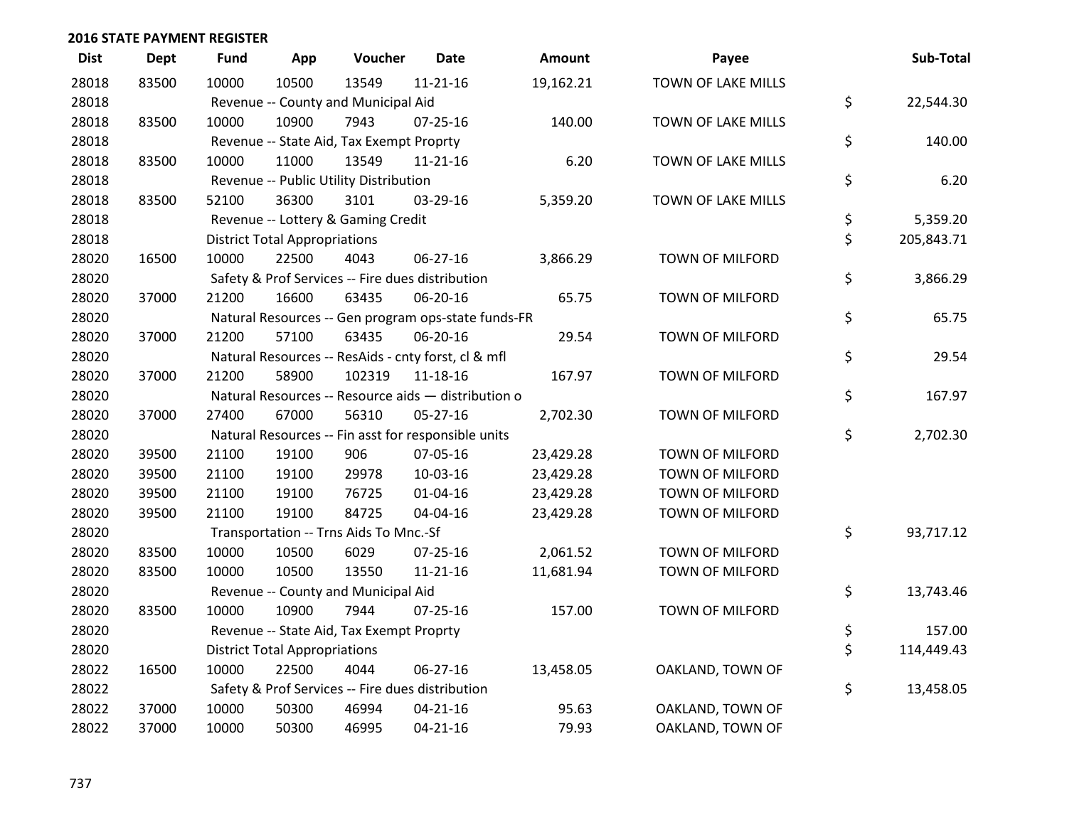## 2016 STATE PAYMENT REGISTER

| Dist | Dept | Fund | App | Voucher | Date | Amount | Payee | Sub-Total |
|---|---|---|---|---|---|---|---|---|
| 28018 | 83500 | 10000 | 10500 | 13549 | 11-21-16 | 19,162.21 | TOWN OF LAKE MILLS | |
| 28018 | | Revenue -- County and Municipal Aid | | | | | | $ 22,544.30 |
| 28018 | 83500 | 10000 | 10900 | 7943 | 07-25-16 | 140.00 | TOWN OF LAKE MILLS | |
| 28018 | | Revenue -- State Aid, Tax Exempt Proprty | | | | | | $ 140.00 |
| 28018 | 83500 | 10000 | 11000 | 13549 | 11-21-16 | 6.20 | TOWN OF LAKE MILLS | |
| 28018 | | Revenue -- Public Utility Distribution | | | | | | $ 6.20 |
| 28018 | 83500 | 52100 | 36300 | 3101 | 03-29-16 | 5,359.20 | TOWN OF LAKE MILLS | |
| 28018 | | Revenue -- Lottery & Gaming Credit | | | | | | $ 5,359.20 |
| 28018 | | District Total Appropriations | | | | | | $ 205,843.71 |
| 28020 | 16500 | 10000 | 22500 | 4043 | 06-27-16 | 3,866.29 | TOWN OF MILFORD | |
| 28020 | | Safety & Prof Services -- Fire dues distribution | | | | | | $ 3,866.29 |
| 28020 | 37000 | 21200 | 16600 | 63435 | 06-20-16 | 65.75 | TOWN OF MILFORD | |
| 28020 | | Natural Resources -- Gen program ops-state funds-FR | | | | | | $ 65.75 |
| 28020 | 37000 | 21200 | 57100 | 63435 | 06-20-16 | 29.54 | TOWN OF MILFORD | |
| 28020 | | Natural Resources -- ResAids - cnty forst, cl & mfl | | | | | | $ 29.54 |
| 28020 | 37000 | 21200 | 58900 | 102319 | 11-18-16 | 167.97 | TOWN OF MILFORD | |
| 28020 | | Natural Resources -- Resource aids — distribution o | | | | | | $ 167.97 |
| 28020 | 37000 | 27400 | 67000 | 56310 | 05-27-16 | 2,702.30 | TOWN OF MILFORD | |
| 28020 | | Natural Resources -- Fin asst for responsible units | | | | | | $ 2,702.30 |
| 28020 | 39500 | 21100 | 19100 | 906 | 07-05-16 | 23,429.28 | TOWN OF MILFORD | |
| 28020 | 39500 | 21100 | 19100 | 29978 | 10-03-16 | 23,429.28 | TOWN OF MILFORD | |
| 28020 | 39500 | 21100 | 19100 | 76725 | 01-04-16 | 23,429.28 | TOWN OF MILFORD | |
| 28020 | 39500 | 21100 | 19100 | 84725 | 04-04-16 | 23,429.28 | TOWN OF MILFORD | |
| 28020 | | Transportation -- Trns Aids To Mnc.-Sf | | | | | | $ 93,717.12 |
| 28020 | 83500 | 10000 | 10500 | 6029 | 07-25-16 | 2,061.52 | TOWN OF MILFORD | |
| 28020 | 83500 | 10000 | 10500 | 13550 | 11-21-16 | 11,681.94 | TOWN OF MILFORD | |
| 28020 | | Revenue -- County and Municipal Aid | | | | | | $ 13,743.46 |
| 28020 | 83500 | 10000 | 10900 | 7944 | 07-25-16 | 157.00 | TOWN OF MILFORD | |
| 28020 | | Revenue -- State Aid, Tax Exempt Proprty | | | | | | $ 157.00 |
| 28020 | | District Total Appropriations | | | | | | $ 114,449.43 |
| 28022 | 16500 | 10000 | 22500 | 4044 | 06-27-16 | 13,458.05 | OAKLAND, TOWN OF | |
| 28022 | | Safety & Prof Services -- Fire dues distribution | | | | | | $ 13,458.05 |
| 28022 | 37000 | 10000 | 50300 | 46994 | 04-21-16 | 95.63 | OAKLAND, TOWN OF | |
| 28022 | 37000 | 10000 | 50300 | 46995 | 04-21-16 | 79.93 | OAKLAND, TOWN OF | |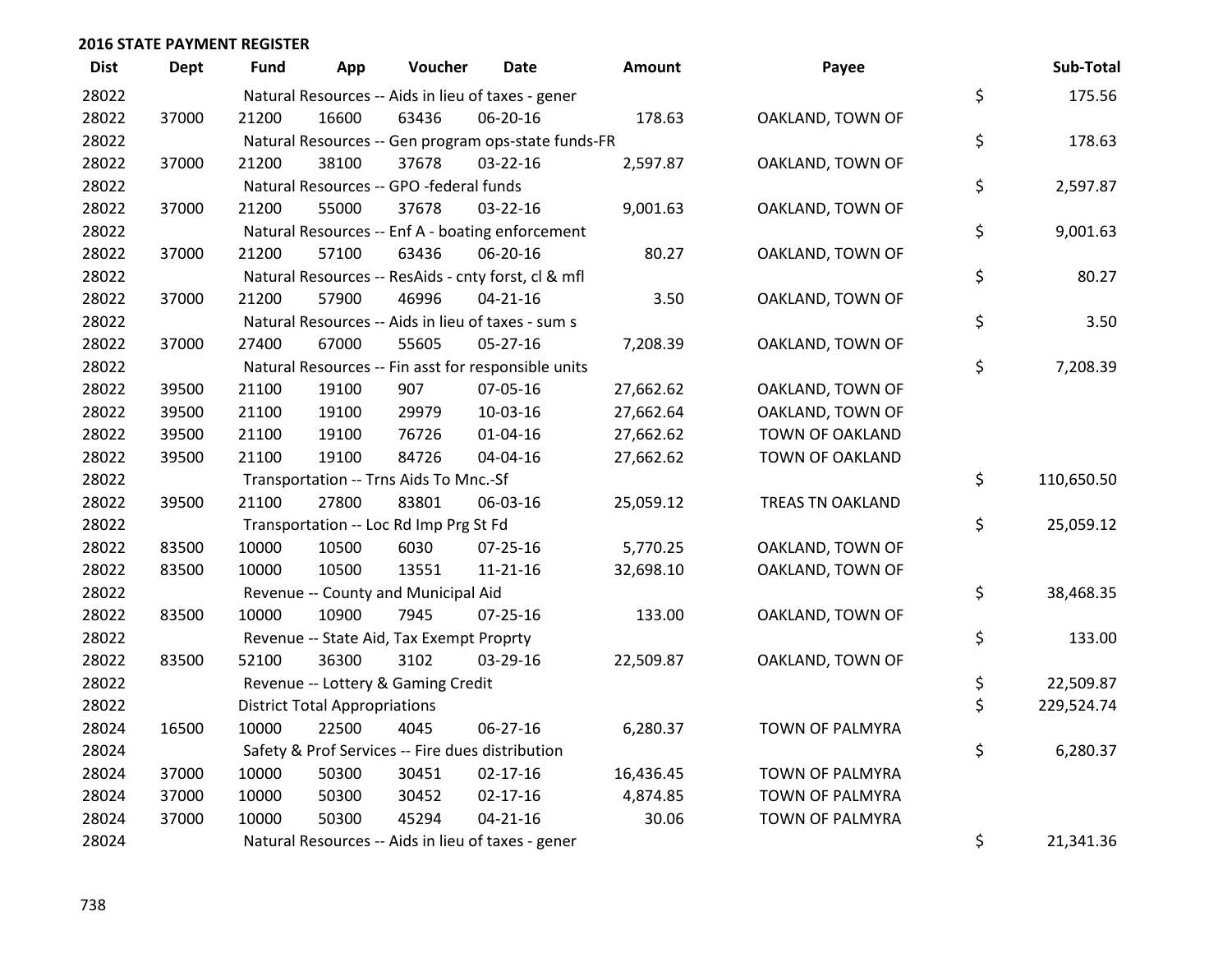## 2016 STATE PAYMENT REGISTER

| Dist | Dept | Fund | App | Voucher | Date | Amount | Payee | | Sub-Total |
|---|---|---|---|---|---|---|---|---|---|
| 28022 | | Natural Resources -- Aids in lieu of taxes - gener | | | | | | $ | 175.56 |
| 28022 | 37000 | 21200 | 16600 | 63436 | 06-20-16 | 178.63 | OAKLAND, TOWN OF | | |
| 28022 | | Natural Resources -- Gen program ops-state funds-FR | | | | | | $ | 178.63 |
| 28022 | 37000 | 21200 | 38100 | 37678 | 03-22-16 | 2,597.87 | OAKLAND, TOWN OF | | |
| 28022 | | Natural Resources -- GPO -federal funds | | | | | | $ | 2,597.87 |
| 28022 | 37000 | 21200 | 55000 | 37678 | 03-22-16 | 9,001.63 | OAKLAND, TOWN OF | | |
| 28022 | | Natural Resources -- Enf A - boating enforcement | | | | | | $ | 9,001.63 |
| 28022 | 37000 | 21200 | 57100 | 63436 | 06-20-16 | 80.27 | OAKLAND, TOWN OF | | |
| 28022 | | Natural Resources -- ResAids - cnty forst, cl & mfl | | | | | | $ | 80.27 |
| 28022 | 37000 | 21200 | 57900 | 46996 | 04-21-16 | 3.50 | OAKLAND, TOWN OF | | |
| 28022 | | Natural Resources -- Aids in lieu of taxes - sum s | | | | | | $ | 3.50 |
| 28022 | 37000 | 27400 | 67000 | 55605 | 05-27-16 | 7,208.39 | OAKLAND, TOWN OF | | |
| 28022 | | Natural Resources -- Fin asst for responsible units | | | | | | $ | 7,208.39 |
| 28022 | 39500 | 21100 | 19100 | 907 | 07-05-16 | 27,662.62 | OAKLAND, TOWN OF | | |
| 28022 | 39500 | 21100 | 19100 | 29979 | 10-03-16 | 27,662.64 | OAKLAND, TOWN OF | | |
| 28022 | 39500 | 21100 | 19100 | 76726 | 01-04-16 | 27,662.62 | TOWN OF OAKLAND | | |
| 28022 | 39500 | 21100 | 19100 | 84726 | 04-04-16 | 27,662.62 | TOWN OF OAKLAND | | |
| 28022 | | Transportation -- Trns Aids To Mnc.-Sf | | | | | | $ | 110,650.50 |
| 28022 | 39500 | 21100 | 27800 | 83801 | 06-03-16 | 25,059.12 | TREAS TN OAKLAND | | |
| 28022 | | Transportation -- Loc Rd Imp Prg St Fd | | | | | | $ | 25,059.12 |
| 28022 | 83500 | 10000 | 10500 | 6030 | 07-25-16 | 5,770.25 | OAKLAND, TOWN OF | | |
| 28022 | 83500 | 10000 | 10500 | 13551 | 11-21-16 | 32,698.10 | OAKLAND, TOWN OF | | |
| 28022 | | Revenue -- County and Municipal Aid | | | | | | $ | 38,468.35 |
| 28022 | 83500 | 10000 | 10900 | 7945 | 07-25-16 | 133.00 | OAKLAND, TOWN OF | | |
| 28022 | | Revenue -- State Aid, Tax Exempt Proprty | | | | | | $ | 133.00 |
| 28022 | 83500 | 52100 | 36300 | 3102 | 03-29-16 | 22,509.87 | OAKLAND, TOWN OF | | |
| 28022 | | Revenue -- Lottery & Gaming Credit | | | | | | $ | 22,509.87 |
| 28022 | | District Total Appropriations | | | | | | $ | 229,524.74 |
| 28024 | 16500 | 10000 | 22500 | 4045 | 06-27-16 | 6,280.37 | TOWN OF PALMYRA | | |
| 28024 | | Safety & Prof Services -- Fire dues distribution | | | | | | $ | 6,280.37 |
| 28024 | 37000 | 10000 | 50300 | 30451 | 02-17-16 | 16,436.45 | TOWN OF PALMYRA | | |
| 28024 | 37000 | 10000 | 50300 | 30452 | 02-17-16 | 4,874.85 | TOWN OF PALMYRA | | |
| 28024 | 37000 | 10000 | 50300 | 45294 | 04-21-16 | 30.06 | TOWN OF PALMYRA | | |
| 28024 | | Natural Resources -- Aids in lieu of taxes - gener | | | | | | $ | 21,341.36 |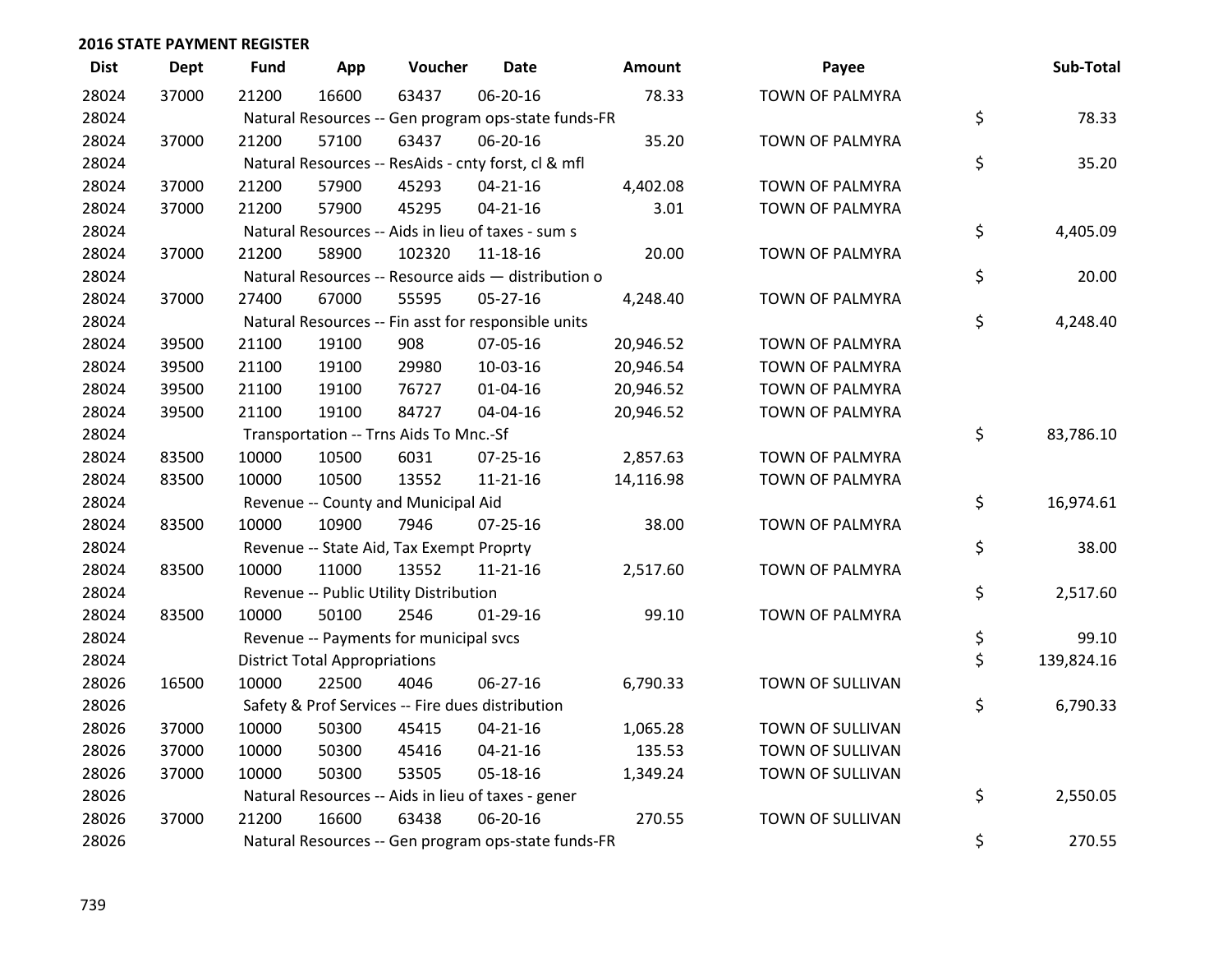## 2016 STATE PAYMENT REGISTER

| Dist | Dept | Fund | App | Voucher | Date | Amount | Payee | Sub-Total |
|---|---|---|---|---|---|---|---|---|
| 28024 | 37000 | 21200 | 16600 | 63437 | 06-20-16 | 78.33 | TOWN OF PALMYRA | |
| 28024 | | Natural Resources -- Gen program ops-state funds-FR | | | | | | $ 78.33 |
| 28024 | 37000 | 21200 | 57100 | 63437 | 06-20-16 | 35.20 | TOWN OF PALMYRA | |
| 28024 | | Natural Resources -- ResAids - cnty forst, cl & mfl | | | | | | $ 35.20 |
| 28024 | 37000 | 21200 | 57900 | 45293 | 04-21-16 | 4,402.08 | TOWN OF PALMYRA | |
| 28024 | 37000 | 21200 | 57900 | 45295 | 04-21-16 | 3.01 | TOWN OF PALMYRA | |
| 28024 | | Natural Resources -- Aids in lieu of taxes - sum s | | | | | | $ 4,405.09 |
| 28024 | 37000 | 21200 | 58900 | 102320 | 11-18-16 | 20.00 | TOWN OF PALMYRA | |
| 28024 | | Natural Resources -- Resource aids — distribution o | | | | | | $ 20.00 |
| 28024 | 37000 | 27400 | 67000 | 55595 | 05-27-16 | 4,248.40 | TOWN OF PALMYRA | |
| 28024 | | Natural Resources -- Fin asst for responsible units | | | | | | $ 4,248.40 |
| 28024 | 39500 | 21100 | 19100 | 908 | 07-05-16 | 20,946.52 | TOWN OF PALMYRA | |
| 28024 | 39500 | 21100 | 19100 | 29980 | 10-03-16 | 20,946.54 | TOWN OF PALMYRA | |
| 28024 | 39500 | 21100 | 19100 | 76727 | 01-04-16 | 20,946.52 | TOWN OF PALMYRA | |
| 28024 | 39500 | 21100 | 19100 | 84727 | 04-04-16 | 20,946.52 | TOWN OF PALMYRA | |
| 28024 | | Transportation -- Trns Aids To Mnc.-Sf | | | | | | $ 83,786.10 |
| 28024 | 83500 | 10000 | 10500 | 6031 | 07-25-16 | 2,857.63 | TOWN OF PALMYRA | |
| 28024 | 83500 | 10000 | 10500 | 13552 | 11-21-16 | 14,116.98 | TOWN OF PALMYRA | |
| 28024 | | Revenue -- County and Municipal Aid | | | | | | $ 16,974.61 |
| 28024 | 83500 | 10000 | 10900 | 7946 | 07-25-16 | 38.00 | TOWN OF PALMYRA | |
| 28024 | | Revenue -- State Aid, Tax Exempt Proprty | | | | | | $ 38.00 |
| 28024 | 83500 | 10000 | 11000 | 13552 | 11-21-16 | 2,517.60 | TOWN OF PALMYRA | |
| 28024 | | Revenue -- Public Utility Distribution | | | | | | $ 2,517.60 |
| 28024 | 83500 | 10000 | 50100 | 2546 | 01-29-16 | 99.10 | TOWN OF PALMYRA | |
| 28024 | | Revenue -- Payments for municipal svcs | | | | | | $ 99.10 |
| 28024 | | District Total Appropriations | | | | | | $ 139,824.16 |
| 28026 | 16500 | 10000 | 22500 | 4046 | 06-27-16 | 6,790.33 | TOWN OF SULLIVAN | |
| 28026 | | Safety & Prof Services -- Fire dues distribution | | | | | | $ 6,790.33 |
| 28026 | 37000 | 10000 | 50300 | 45415 | 04-21-16 | 1,065.28 | TOWN OF SULLIVAN | |
| 28026 | 37000 | 10000 | 50300 | 45416 | 04-21-16 | 135.53 | TOWN OF SULLIVAN | |
| 28026 | 37000 | 10000 | 50300 | 53505 | 05-18-16 | 1,349.24 | TOWN OF SULLIVAN | |
| 28026 | | Natural Resources -- Aids in lieu of taxes - gener | | | | | | $ 2,550.05 |
| 28026 | 37000 | 21200 | 16600 | 63438 | 06-20-16 | 270.55 | TOWN OF SULLIVAN | |
| 28026 | | Natural Resources -- Gen program ops-state funds-FR | | | | | | $ 270.55 |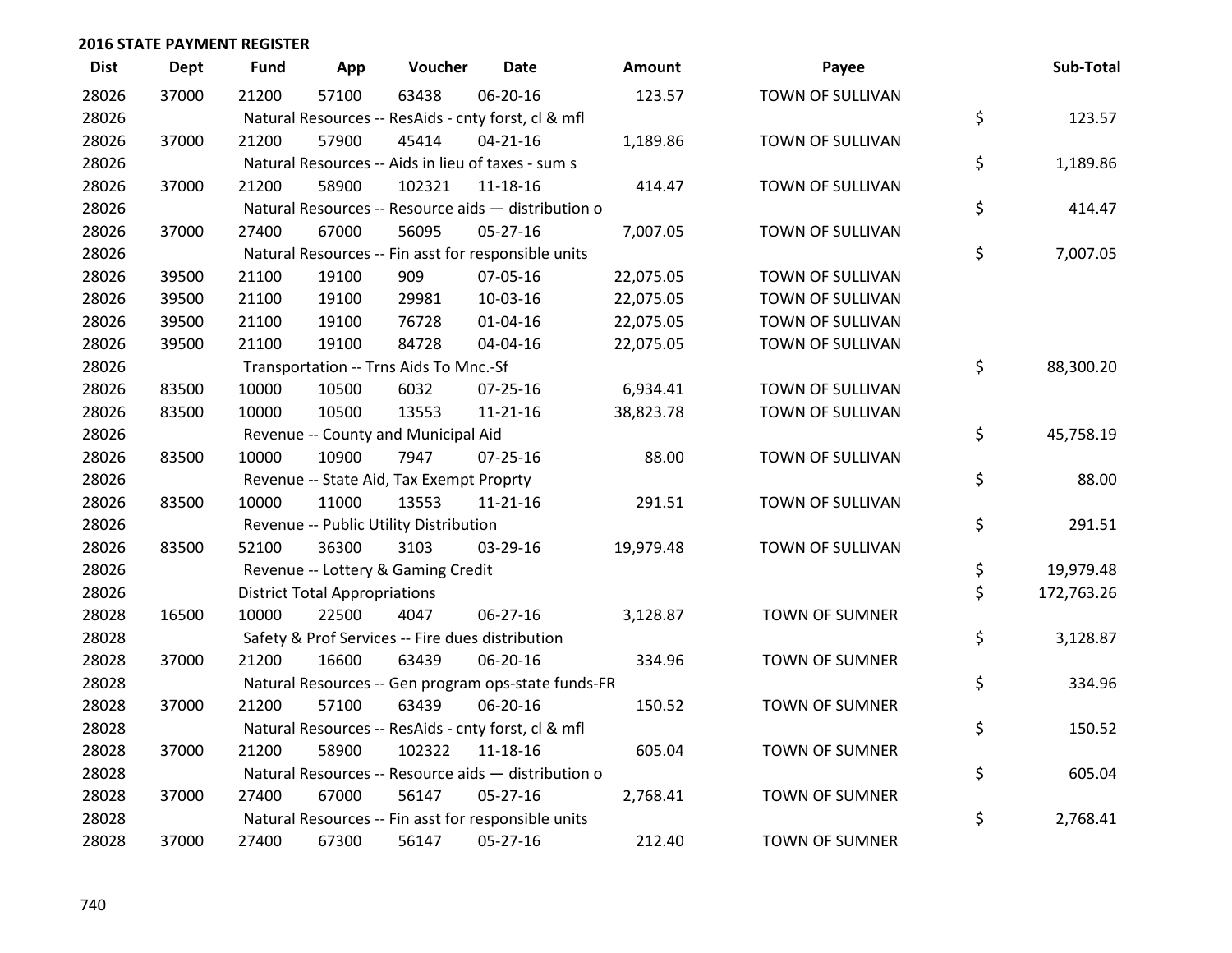## 2016 STATE PAYMENT REGISTER

| Dist | Dept | Fund | App | Voucher | Date | Amount | Payee | Sub-Total |
|---|---|---|---|---|---|---|---|---|
| 28026 | 37000 | 21200 | 57100 | 63438 | 06-20-16 | 123.57 | TOWN OF SULLIVAN | |
| 28026 | | Natural Resources -- ResAids - cnty forst, cl & mfl | | | | | | $ 123.57 |
| 28026 | 37000 | 21200 | 57900 | 45414 | 04-21-16 | 1,189.86 | TOWN OF SULLIVAN | |
| 28026 | | Natural Resources -- Aids in lieu of taxes - sum s | | | | | | $ 1,189.86 |
| 28026 | 37000 | 21200 | 58900 | 102321 | 11-18-16 | 414.47 | TOWN OF SULLIVAN | |
| 28026 | | Natural Resources -- Resource aids — distribution o | | | | | | $ 414.47 |
| 28026 | 37000 | 27400 | 67000 | 56095 | 05-27-16 | 7,007.05 | TOWN OF SULLIVAN | |
| 28026 | | Natural Resources -- Fin asst for responsible units | | | | | | $ 7,007.05 |
| 28026 | 39500 | 21100 | 19100 | 909 | 07-05-16 | 22,075.05 | TOWN OF SULLIVAN | |
| 28026 | 39500 | 21100 | 19100 | 29981 | 10-03-16 | 22,075.05 | TOWN OF SULLIVAN | |
| 28026 | 39500 | 21100 | 19100 | 76728 | 01-04-16 | 22,075.05 | TOWN OF SULLIVAN | |
| 28026 | 39500 | 21100 | 19100 | 84728 | 04-04-16 | 22,075.05 | TOWN OF SULLIVAN | |
| 28026 | | Transportation -- Trns Aids To Mnc.-Sf | | | | | | $ 88,300.20 |
| 28026 | 83500 | 10000 | 10500 | 6032 | 07-25-16 | 6,934.41 | TOWN OF SULLIVAN | |
| 28026 | 83500 | 10000 | 10500 | 13553 | 11-21-16 | 38,823.78 | TOWN OF SULLIVAN | |
| 28026 | | Revenue -- County and Municipal Aid | | | | | | $ 45,758.19 |
| 28026 | 83500 | 10000 | 10900 | 7947 | 07-25-16 | 88.00 | TOWN OF SULLIVAN | |
| 28026 | | Revenue -- State Aid, Tax Exempt Proprty | | | | | | $ 88.00 |
| 28026 | 83500 | 10000 | 11000 | 13553 | 11-21-16 | 291.51 | TOWN OF SULLIVAN | |
| 28026 | | Revenue -- Public Utility Distribution | | | | | | $ 291.51 |
| 28026 | 83500 | 52100 | 36300 | 3103 | 03-29-16 | 19,979.48 | TOWN OF SULLIVAN | |
| 28026 | | Revenue -- Lottery & Gaming Credit | | | | | | $ 19,979.48 |
| 28026 | | District Total Appropriations | | | | | | $ 172,763.26 |
| 28028 | 16500 | 10000 | 22500 | 4047 | 06-27-16 | 3,128.87 | TOWN OF SUMNER | |
| 28028 | | Safety & Prof Services -- Fire dues distribution | | | | | | $ 3,128.87 |
| 28028 | 37000 | 21200 | 16600 | 63439 | 06-20-16 | 334.96 | TOWN OF SUMNER | |
| 28028 | | Natural Resources -- Gen program ops-state funds-FR | | | | | | $ 334.96 |
| 28028 | 37000 | 21200 | 57100 | 63439 | 06-20-16 | 150.52 | TOWN OF SUMNER | |
| 28028 | | Natural Resources -- ResAids - cnty forst, cl & mfl | | | | | | $ 150.52 |
| 28028 | 37000 | 21200 | 58900 | 102322 | 11-18-16 | 605.04 | TOWN OF SUMNER | |
| 28028 | | Natural Resources -- Resource aids — distribution o | | | | | | $ 605.04 |
| 28028 | 37000 | 27400 | 67000 | 56147 | 05-27-16 | 2,768.41 | TOWN OF SUMNER | |
| 28028 | | Natural Resources -- Fin asst for responsible units | | | | | | $ 2,768.41 |
| 28028 | 37000 | 27400 | 67300 | 56147 | 05-27-16 | 212.40 | TOWN OF SUMNER | |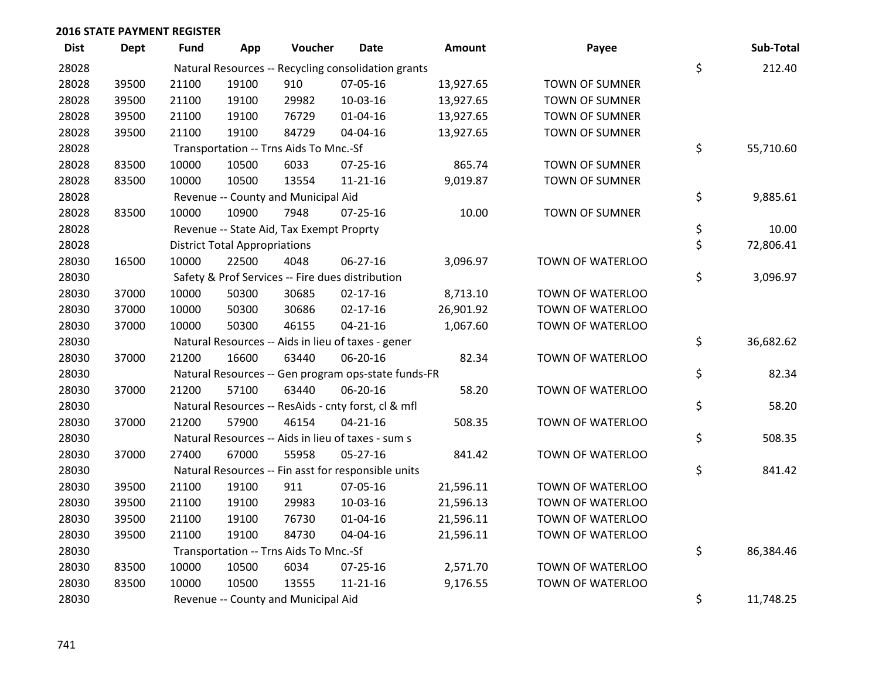**2016 STATE PAYMENT REGISTER**

| Dist | Dept | Fund | App | Voucher | Date | Amount | Payee | | Sub-Total |
|---|---|---|---|---|---|---|---|---|---|
| 28028 | | Natural Resources -- Recycling consolidation grants | | | | | | $ | 212.40 |
| 28028 | 39500 | 21100 | 19100 | 910 | 07-05-16 | 13,927.65 | TOWN OF SUMNER | | |
| 28028 | 39500 | 21100 | 19100 | 29982 | 10-03-16 | 13,927.65 | TOWN OF SUMNER | | |
| 28028 | 39500 | 21100 | 19100 | 76729 | 01-04-16 | 13,927.65 | TOWN OF SUMNER | | |
| 28028 | 39500 | 21100 | 19100 | 84729 | 04-04-16 | 13,927.65 | TOWN OF SUMNER | | |
| 28028 | | Transportation -- Trns Aids To Mnc.-Sf | | | | | | $ | 55,710.60 |
| 28028 | 83500 | 10000 | 10500 | 6033 | 07-25-16 | 865.74 | TOWN OF SUMNER | | |
| 28028 | 83500 | 10000 | 10500 | 13554 | 11-21-16 | 9,019.87 | TOWN OF SUMNER | | |
| 28028 | | Revenue -- County and Municipal Aid | | | | | | $ | 9,885.61 |
| 28028 | 83500 | 10000 | 10900 | 7948 | 07-25-16 | 10.00 | TOWN OF SUMNER | | |
| 28028 | | Revenue -- State Aid, Tax Exempt Proprty | | | | | | $ | 10.00 |
| 28028 | | District Total Appropriations | | | | | | $ | 72,806.41 |
| 28030 | 16500 | 10000 | 22500 | 4048 | 06-27-16 | 3,096.97 | TOWN OF WATERLOO | | |
| 28030 | | Safety & Prof Services -- Fire dues distribution | | | | | | $ | 3,096.97 |
| 28030 | 37000 | 10000 | 50300 | 30685 | 02-17-16 | 8,713.10 | TOWN OF WATERLOO | | |
| 28030 | 37000 | 10000 | 50300 | 30686 | 02-17-16 | 26,901.92 | TOWN OF WATERLOO | | |
| 28030 | 37000 | 10000 | 50300 | 46155 | 04-21-16 | 1,067.60 | TOWN OF WATERLOO | | |
| 28030 | | Natural Resources -- Aids in lieu of taxes - gener | | | | | | $ | 36,682.62 |
| 28030 | 37000 | 21200 | 16600 | 63440 | 06-20-16 | 82.34 | TOWN OF WATERLOO | | |
| 28030 | | Natural Resources -- Gen program ops-state funds-FR | | | | | | $ | 82.34 |
| 28030 | 37000 | 21200 | 57100 | 63440 | 06-20-16 | 58.20 | TOWN OF WATERLOO | | |
| 28030 | | Natural Resources -- ResAids - cnty forst, cl & mfl | | | | | | $ | 58.20 |
| 28030 | 37000 | 21200 | 57900 | 46154 | 04-21-16 | 508.35 | TOWN OF WATERLOO | | |
| 28030 | | Natural Resources -- Aids in lieu of taxes - sum s | | | | | | $ | 508.35 |
| 28030 | 37000 | 27400 | 67000 | 55958 | 05-27-16 | 841.42 | TOWN OF WATERLOO | | |
| 28030 | | Natural Resources -- Fin asst for responsible units | | | | | | $ | 841.42 |
| 28030 | 39500 | 21100 | 19100 | 911 | 07-05-16 | 21,596.11 | TOWN OF WATERLOO | | |
| 28030 | 39500 | 21100 | 19100 | 29983 | 10-03-16 | 21,596.13 | TOWN OF WATERLOO | | |
| 28030 | 39500 | 21100 | 19100 | 76730 | 01-04-16 | 21,596.11 | TOWN OF WATERLOO | | |
| 28030 | 39500 | 21100 | 19100 | 84730 | 04-04-16 | 21,596.11 | TOWN OF WATERLOO | | |
| 28030 | | Transportation -- Trns Aids To Mnc.-Sf | | | | | | $ | 86,384.46 |
| 28030 | 83500 | 10000 | 10500 | 6034 | 07-25-16 | 2,571.70 | TOWN OF WATERLOO | | |
| 28030 | 83500 | 10000 | 10500 | 13555 | 11-21-16 | 9,176.55 | TOWN OF WATERLOO | | |
| 28030 | | Revenue -- County and Municipal Aid | | | | | | $ | 11,748.25 |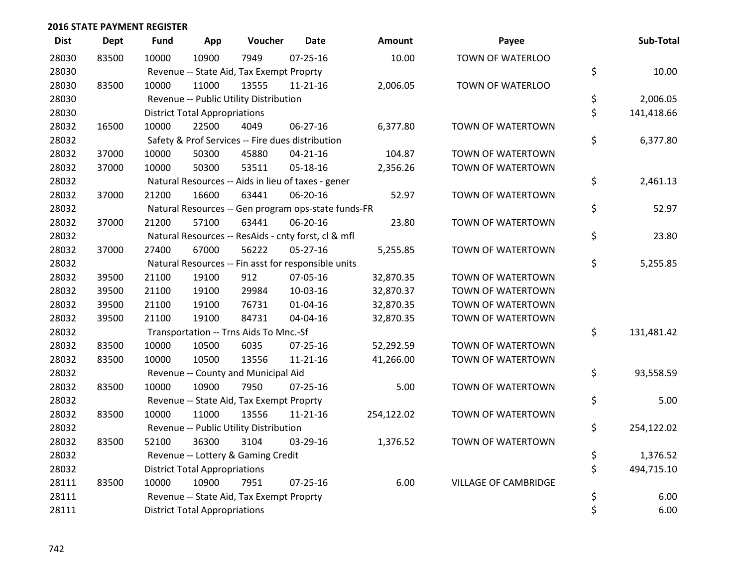## 2016 STATE PAYMENT REGISTER

| Dist | Dept | Fund | App | Voucher | Date | Amount | Payee | Sub-Total |
|---|---|---|---|---|---|---|---|---|
| 28030 | 83500 | 10000 | 10900 | 7949 | 07-25-16 | 10.00 | TOWN OF WATERLOO | |
| 28030 | | Revenue -- State Aid, Tax Exempt Proprty | | | | | | $ 10.00 |
| 28030 | 83500 | 10000 | 11000 | 13555 | 11-21-16 | 2,006.05 | TOWN OF WATERLOO | |
| 28030 | | Revenue -- Public Utility Distribution | | | | | | $ 2,006.05 |
| 28030 | | District Total Appropriations | | | | | | $ 141,418.66 |
| 28032 | 16500 | 10000 | 22500 | 4049 | 06-27-16 | 6,377.80 | TOWN OF WATERTOWN | |
| 28032 | | Safety & Prof Services -- Fire dues distribution | | | | | | $ 6,377.80 |
| 28032 | 37000 | 10000 | 50300 | 45880 | 04-21-16 | 104.87 | TOWN OF WATERTOWN | |
| 28032 | 37000 | 10000 | 50300 | 53511 | 05-18-16 | 2,356.26 | TOWN OF WATERTOWN | |
| 28032 | | Natural Resources -- Aids in lieu of taxes - gener | | | | | | $ 2,461.13 |
| 28032 | 37000 | 21200 | 16600 | 63441 | 06-20-16 | 52.97 | TOWN OF WATERTOWN | |
| 28032 | | Natural Resources -- Gen program ops-state funds-FR | | | | | | $ 52.97 |
| 28032 | 37000 | 21200 | 57100 | 63441 | 06-20-16 | 23.80 | TOWN OF WATERTOWN | |
| 28032 | | Natural Resources -- ResAids - cnty forst, cl & mfl | | | | | | $ 23.80 |
| 28032 | 37000 | 27400 | 67000 | 56222 | 05-27-16 | 5,255.85 | TOWN OF WATERTOWN | |
| 28032 | | Natural Resources -- Fin asst for responsible units | | | | | | $ 5,255.85 |
| 28032 | 39500 | 21100 | 19100 | 912 | 07-05-16 | 32,870.35 | TOWN OF WATERTOWN | |
| 28032 | 39500 | 21100 | 19100 | 29984 | 10-03-16 | 32,870.37 | TOWN OF WATERTOWN | |
| 28032 | 39500 | 21100 | 19100 | 76731 | 01-04-16 | 32,870.35 | TOWN OF WATERTOWN | |
| 28032 | 39500 | 21100 | 19100 | 84731 | 04-04-16 | 32,870.35 | TOWN OF WATERTOWN | |
| 28032 | | Transportation -- Trns Aids To Mnc.-Sf | | | | | | $ 131,481.42 |
| 28032 | 83500 | 10000 | 10500 | 6035 | 07-25-16 | 52,292.59 | TOWN OF WATERTOWN | |
| 28032 | 83500 | 10000 | 10500 | 13556 | 11-21-16 | 41,266.00 | TOWN OF WATERTOWN | |
| 28032 | | Revenue -- County and Municipal Aid | | | | | | $ 93,558.59 |
| 28032 | 83500 | 10000 | 10900 | 7950 | 07-25-16 | 5.00 | TOWN OF WATERTOWN | |
| 28032 | | Revenue -- State Aid, Tax Exempt Proprty | | | | | | $ 5.00 |
| 28032 | 83500 | 10000 | 11000 | 13556 | 11-21-16 | 254,122.02 | TOWN OF WATERTOWN | |
| 28032 | | Revenue -- Public Utility Distribution | | | | | | $ 254,122.02 |
| 28032 | 83500 | 52100 | 36300 | 3104 | 03-29-16 | 1,376.52 | TOWN OF WATERTOWN | |
| 28032 | | Revenue -- Lottery & Gaming Credit | | | | | | $ 1,376.52 |
| 28032 | | District Total Appropriations | | | | | | $ 494,715.10 |
| 28111 | 83500 | 10000 | 10900 | 7951 | 07-25-16 | 6.00 | VILLAGE OF CAMBRIDGE | |
| 28111 | | Revenue -- State Aid, Tax Exempt Proprty | | | | | | $ 6.00 |
| 28111 | | District Total Appropriations | | | | | | $ 6.00 |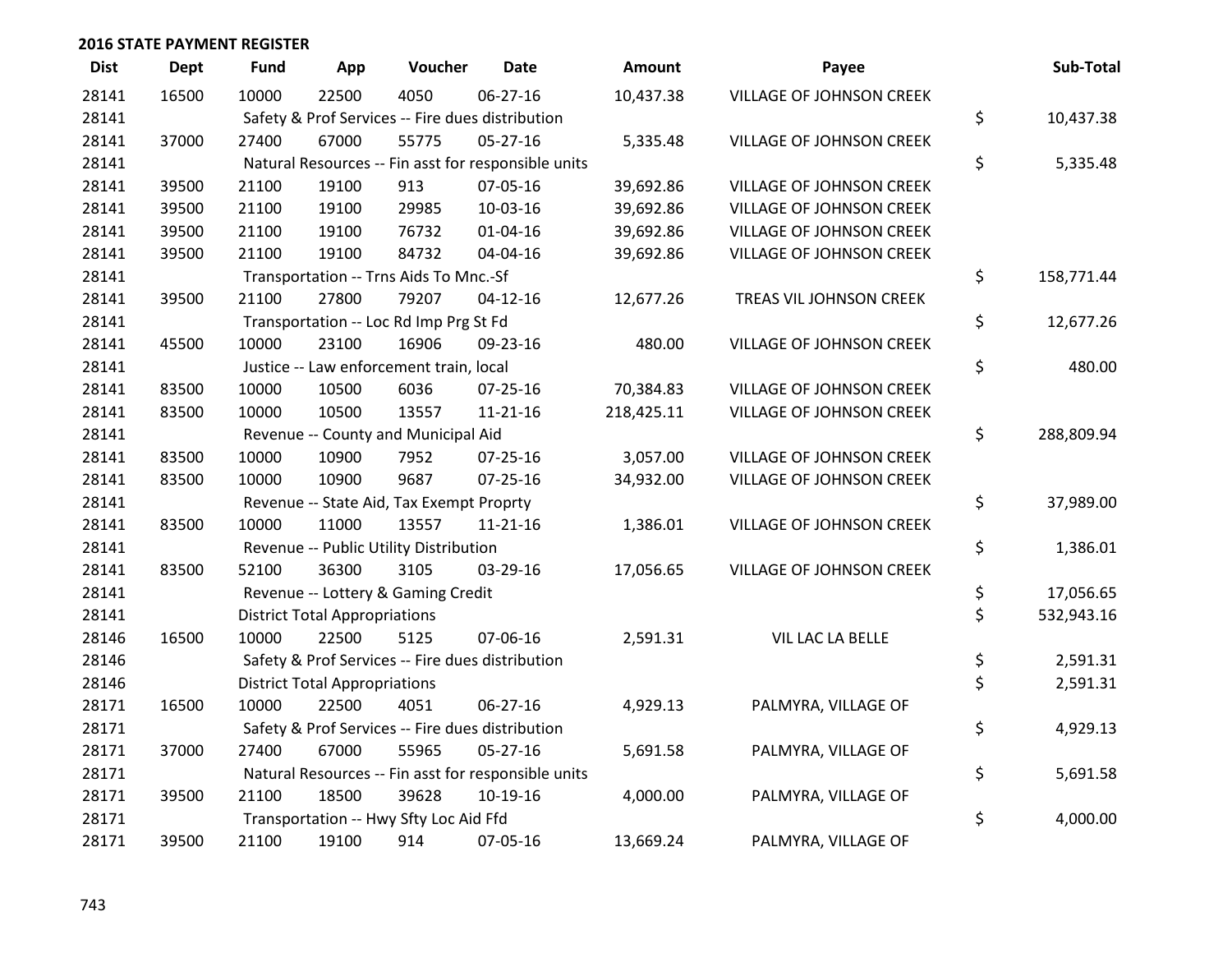## 2016 STATE PAYMENT REGISTER

| Dist | Dept | Fund | App | Voucher | Date | Amount | Payee | Sub-Total |
|---|---|---|---|---|---|---|---|---|
| 28141 | 16500 | 10000 | 22500 | 4050 | 06-27-16 | 10,437.38 | VILLAGE OF JOHNSON CREEK | |
| 28141 | | Safety & Prof Services -- Fire dues distribution | | | | | | $ 10,437.38 |
| 28141 | 37000 | 27400 | 67000 | 55775 | 05-27-16 | 5,335.48 | VILLAGE OF JOHNSON CREEK | |
| 28141 | | Natural Resources -- Fin asst for responsible units | | | | | | $ 5,335.48 |
| 28141 | 39500 | 21100 | 19100 | 913 | 07-05-16 | 39,692.86 | VILLAGE OF JOHNSON CREEK | |
| 28141 | 39500 | 21100 | 19100 | 29985 | 10-03-16 | 39,692.86 | VILLAGE OF JOHNSON CREEK | |
| 28141 | 39500 | 21100 | 19100 | 76732 | 01-04-16 | 39,692.86 | VILLAGE OF JOHNSON CREEK | |
| 28141 | 39500 | 21100 | 19100 | 84732 | 04-04-16 | 39,692.86 | VILLAGE OF JOHNSON CREEK | |
| 28141 | | Transportation -- Trns Aids To Mnc.-Sf | | | | | | $ 158,771.44 |
| 28141 | 39500 | 21100 | 27800 | 79207 | 04-12-16 | 12,677.26 | TREAS VIL JOHNSON CREEK | |
| 28141 | | Transportation -- Loc Rd Imp Prg St Fd | | | | | | $ 12,677.26 |
| 28141 | 45500 | 10000 | 23100 | 16906 | 09-23-16 | 480.00 | VILLAGE OF JOHNSON CREEK | |
| 28141 | | Justice -- Law enforcement train, local | | | | | | $ 480.00 |
| 28141 | 83500 | 10000 | 10500 | 6036 | 07-25-16 | 70,384.83 | VILLAGE OF JOHNSON CREEK | |
| 28141 | 83500 | 10000 | 10500 | 13557 | 11-21-16 | 218,425.11 | VILLAGE OF JOHNSON CREEK | |
| 28141 | | Revenue -- County and Municipal Aid | | | | | | $ 288,809.94 |
| 28141 | 83500 | 10000 | 10900 | 7952 | 07-25-16 | 3,057.00 | VILLAGE OF JOHNSON CREEK | |
| 28141 | 83500 | 10000 | 10900 | 9687 | 07-25-16 | 34,932.00 | VILLAGE OF JOHNSON CREEK | |
| 28141 | | Revenue -- State Aid, Tax Exempt Proprty | | | | | | $ 37,989.00 |
| 28141 | 83500 | 10000 | 11000 | 13557 | 11-21-16 | 1,386.01 | VILLAGE OF JOHNSON CREEK | |
| 28141 | | Revenue -- Public Utility Distribution | | | | | | $ 1,386.01 |
| 28141 | 83500 | 52100 | 36300 | 3105 | 03-29-16 | 17,056.65 | VILLAGE OF JOHNSON CREEK | |
| 28141 | | Revenue -- Lottery & Gaming Credit | | | | | | $ 17,056.65 |
| 28141 | | District Total Appropriations | | | | | | $ 532,943.16 |
| 28146 | 16500 | 10000 | 22500 | 5125 | 07-06-16 | 2,591.31 | VIL LAC LA BELLE | |
| 28146 | | Safety & Prof Services -- Fire dues distribution | | | | | | $ 2,591.31 |
| 28146 | | District Total Appropriations | | | | | | $ 2,591.31 |
| 28171 | 16500 | 10000 | 22500 | 4051 | 06-27-16 | 4,929.13 | PALMYRA, VILLAGE OF | |
| 28171 | | Safety & Prof Services -- Fire dues distribution | | | | | | $ 4,929.13 |
| 28171 | 37000 | 27400 | 67000 | 55965 | 05-27-16 | 5,691.58 | PALMYRA, VILLAGE OF | |
| 28171 | | Natural Resources -- Fin asst for responsible units | | | | | | $ 5,691.58 |
| 28171 | 39500 | 21100 | 18500 | 39628 | 10-19-16 | 4,000.00 | PALMYRA, VILLAGE OF | |
| 28171 | | Transportation -- Hwy Sfty Loc Aid Ffd | | | | | | $ 4,000.00 |
| 28171 | 39500 | 21100 | 19100 | 914 | 07-05-16 | 13,669.24 | PALMYRA, VILLAGE OF | |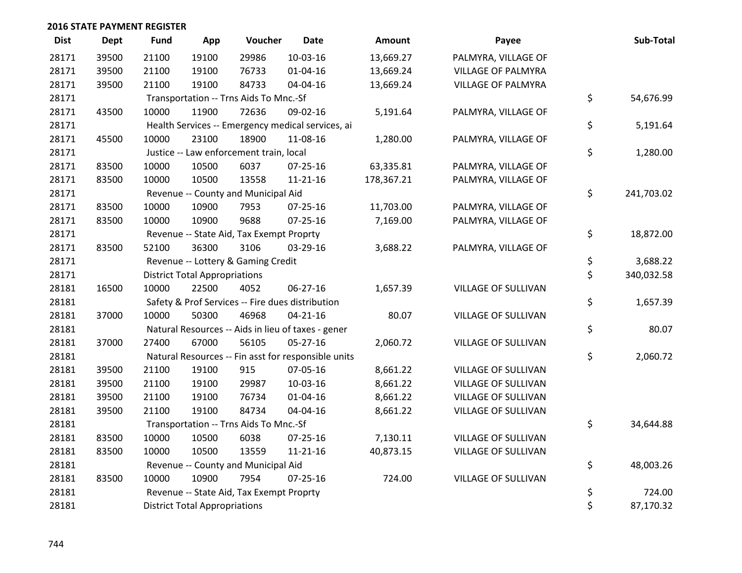## 2016 STATE PAYMENT REGISTER

| Dist | Dept | Fund | App | Voucher | Date | Amount | Payee | | Sub-Total |
|---|---|---|---|---|---|---|---|---|---|
| 28171 | 39500 | 21100 | 19100 | 29986 | 10-03-16 | 13,669.27 | PALMYRA, VILLAGE OF | | |
| 28171 | 39500 | 21100 | 19100 | 76733 | 01-04-16 | 13,669.24 | VILLAGE OF PALMYRA | | |
| 28171 | 39500 | 21100 | 19100 | 84733 | 04-04-16 | 13,669.24 | VILLAGE OF PALMYRA | | |
| 28171 | | Transportation -- Trns Aids To Mnc.-Sf | | | | | | $ | 54,676.99 |
| 28171 | 43500 | 10000 | 11900 | 72636 | 09-02-16 | 5,191.64 | PALMYRA, VILLAGE OF | | |
| 28171 | | Health Services -- Emergency medical services, ai | | | | | | $ | 5,191.64 |
| 28171 | 45500 | 10000 | 23100 | 18900 | 11-08-16 | 1,280.00 | PALMYRA, VILLAGE OF | | |
| 28171 | | Justice -- Law enforcement train, local | | | | | | $ | 1,280.00 |
| 28171 | 83500 | 10000 | 10500 | 6037 | 07-25-16 | 63,335.81 | PALMYRA, VILLAGE OF | | |
| 28171 | 83500 | 10000 | 10500 | 13558 | 11-21-16 | 178,367.21 | PALMYRA, VILLAGE OF | | |
| 28171 | | Revenue -- County and Municipal Aid | | | | | | $ | 241,703.02 |
| 28171 | 83500 | 10000 | 10900 | 7953 | 07-25-16 | 11,703.00 | PALMYRA, VILLAGE OF | | |
| 28171 | 83500 | 10000 | 10900 | 9688 | 07-25-16 | 7,169.00 | PALMYRA, VILLAGE OF | | |
| 28171 | | Revenue -- State Aid, Tax Exempt Proprty | | | | | | $ | 18,872.00 |
| 28171 | 83500 | 52100 | 36300 | 3106 | 03-29-16 | 3,688.22 | PALMYRA, VILLAGE OF | | |
| 28171 | | Revenue -- Lottery & Gaming Credit | | | | | | $ | 3,688.22 |
| 28171 | | District Total Appropriations | | | | | | $ | 340,032.58 |
| 28181 | 16500 | 10000 | 22500 | 4052 | 06-27-16 | 1,657.39 | VILLAGE OF SULLIVAN | | |
| 28181 | | Safety & Prof Services -- Fire dues distribution | | | | | | $ | 1,657.39 |
| 28181 | 37000 | 10000 | 50300 | 46968 | 04-21-16 | 80.07 | VILLAGE OF SULLIVAN | | |
| 28181 | | Natural Resources -- Aids in lieu of taxes - gener | | | | | | $ | 80.07 |
| 28181 | 37000 | 27400 | 67000 | 56105 | 05-27-16 | 2,060.72 | VILLAGE OF SULLIVAN | | |
| 28181 | | Natural Resources -- Fin asst for responsible units | | | | | | $ | 2,060.72 |
| 28181 | 39500 | 21100 | 19100 | 915 | 07-05-16 | 8,661.22 | VILLAGE OF SULLIVAN | | |
| 28181 | 39500 | 21100 | 19100 | 29987 | 10-03-16 | 8,661.22 | VILLAGE OF SULLIVAN | | |
| 28181 | 39500 | 21100 | 19100 | 76734 | 01-04-16 | 8,661.22 | VILLAGE OF SULLIVAN | | |
| 28181 | 39500 | 21100 | 19100 | 84734 | 04-04-16 | 8,661.22 | VILLAGE OF SULLIVAN | | |
| 28181 | | Transportation -- Trns Aids To Mnc.-Sf | | | | | | $ | 34,644.88 |
| 28181 | 83500 | 10000 | 10500 | 6038 | 07-25-16 | 7,130.11 | VILLAGE OF SULLIVAN | | |
| 28181 | 83500 | 10000 | 10500 | 13559 | 11-21-16 | 40,873.15 | VILLAGE OF SULLIVAN | | |
| 28181 | | Revenue -- County and Municipal Aid | | | | | | $ | 48,003.26 |
| 28181 | 83500 | 10000 | 10900 | 7954 | 07-25-16 | 724.00 | VILLAGE OF SULLIVAN | | |
| 28181 | | Revenue -- State Aid, Tax Exempt Proprty | | | | | | $ | 724.00 |
| 28181 | | District Total Appropriations | | | | | | $ | 87,170.32 |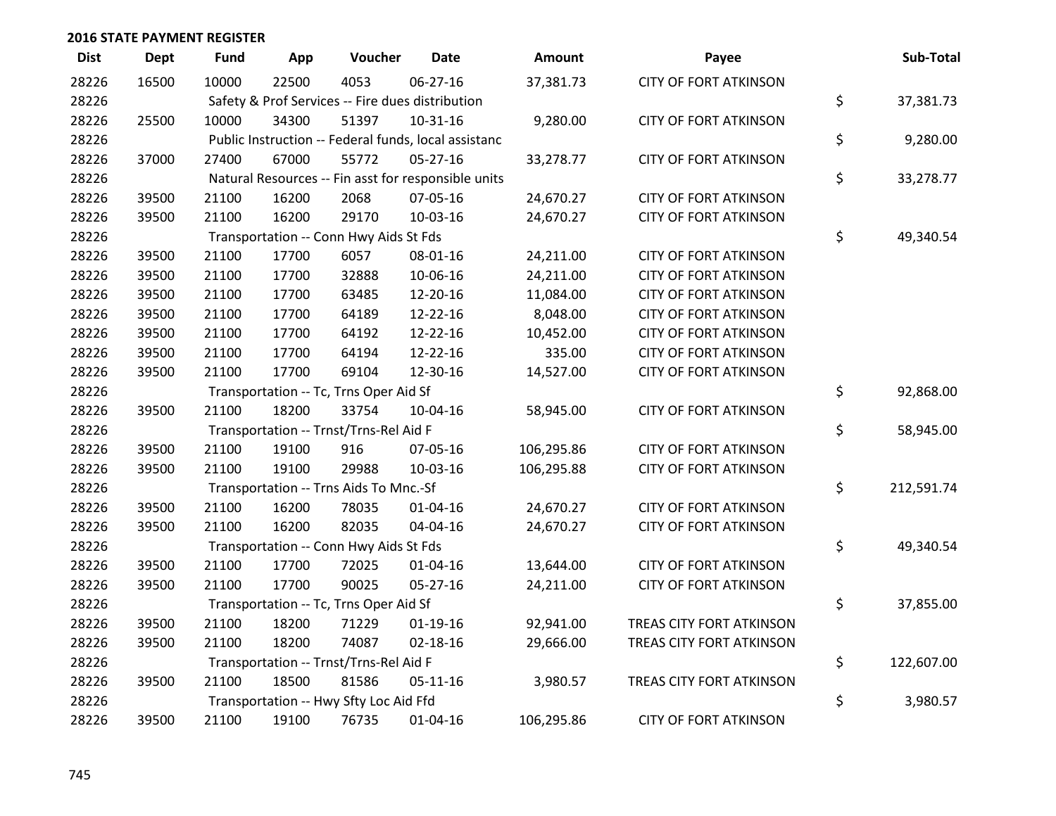## 2016 STATE PAYMENT REGISTER

| Dist | Dept | Fund | App | Voucher | Date | Amount | Payee | Sub-Total |
|---|---|---|---|---|---|---|---|---|
| 28226 | 16500 | 10000 | 22500 | 4053 | 06-27-16 | 37,381.73 | CITY OF FORT ATKINSON | |
| 28226 | | Safety & Prof Services -- Fire dues distribution | | | | | | $ 37,381.73 |
| 28226 | 25500 | 10000 | 34300 | 51397 | 10-31-16 | 9,280.00 | CITY OF FORT ATKINSON | |
| 28226 | | Public Instruction -- Federal funds, local assistanc | | | | | | $ 9,280.00 |
| 28226 | 37000 | 27400 | 67000 | 55772 | 05-27-16 | 33,278.77 | CITY OF FORT ATKINSON | |
| 28226 | | Natural Resources -- Fin asst for responsible units | | | | | | $ 33,278.77 |
| 28226 | 39500 | 21100 | 16200 | 2068 | 07-05-16 | 24,670.27 | CITY OF FORT ATKINSON | |
| 28226 | 39500 | 21100 | 16200 | 29170 | 10-03-16 | 24,670.27 | CITY OF FORT ATKINSON | |
| 28226 | | Transportation -- Conn Hwy Aids St Fds | | | | | | $ 49,340.54 |
| 28226 | 39500 | 21100 | 17700 | 6057 | 08-01-16 | 24,211.00 | CITY OF FORT ATKINSON | |
| 28226 | 39500 | 21100 | 17700 | 32888 | 10-06-16 | 24,211.00 | CITY OF FORT ATKINSON | |
| 28226 | 39500 | 21100 | 17700 | 63485 | 12-20-16 | 11,084.00 | CITY OF FORT ATKINSON | |
| 28226 | 39500 | 21100 | 17700 | 64189 | 12-22-16 | 8,048.00 | CITY OF FORT ATKINSON | |
| 28226 | 39500 | 21100 | 17700 | 64192 | 12-22-16 | 10,452.00 | CITY OF FORT ATKINSON | |
| 28226 | 39500 | 21100 | 17700 | 64194 | 12-22-16 | 335.00 | CITY OF FORT ATKINSON | |
| 28226 | 39500 | 21100 | 17700 | 69104 | 12-30-16 | 14,527.00 | CITY OF FORT ATKINSON | |
| 28226 | | Transportation -- Tc, Trns Oper Aid Sf | | | | | | $ 92,868.00 |
| 28226 | 39500 | 21100 | 18200 | 33754 | 10-04-16 | 58,945.00 | CITY OF FORT ATKINSON | |
| 28226 | | Transportation -- Trnst/Trns-Rel Aid F | | | | | | $ 58,945.00 |
| 28226 | 39500 | 21100 | 19100 | 916 | 07-05-16 | 106,295.86 | CITY OF FORT ATKINSON | |
| 28226 | 39500 | 21100 | 19100 | 29988 | 10-03-16 | 106,295.88 | CITY OF FORT ATKINSON | |
| 28226 | | Transportation -- Trns Aids To Mnc.-Sf | | | | | | $ 212,591.74 |
| 28226 | 39500 | 21100 | 16200 | 78035 | 01-04-16 | 24,670.27 | CITY OF FORT ATKINSON | |
| 28226 | 39500 | 21100 | 16200 | 82035 | 04-04-16 | 24,670.27 | CITY OF FORT ATKINSON | |
| 28226 | | Transportation -- Conn Hwy Aids St Fds | | | | | | $ 49,340.54 |
| 28226 | 39500 | 21100 | 17700 | 72025 | 01-04-16 | 13,644.00 | CITY OF FORT ATKINSON | |
| 28226 | 39500 | 21100 | 17700 | 90025 | 05-27-16 | 24,211.00 | CITY OF FORT ATKINSON | |
| 28226 | | Transportation -- Tc, Trns Oper Aid Sf | | | | | | $ 37,855.00 |
| 28226 | 39500 | 21100 | 18200 | 71229 | 01-19-16 | 92,941.00 | TREAS CITY FORT ATKINSON | |
| 28226 | 39500 | 21100 | 18200 | 74087 | 02-18-16 | 29,666.00 | TREAS CITY FORT ATKINSON | |
| 28226 | | Transportation -- Trnst/Trns-Rel Aid F | | | | | | $ 122,607.00 |
| 28226 | 39500 | 21100 | 18500 | 81586 | 05-11-16 | 3,980.57 | TREAS CITY FORT ATKINSON | |
| 28226 | | Transportation -- Hwy Sfty Loc Aid Ffd | | | | | | $ 3,980.57 |
| 28226 | 39500 | 21100 | 19100 | 76735 | 01-04-16 | 106,295.86 | CITY OF FORT ATKINSON | |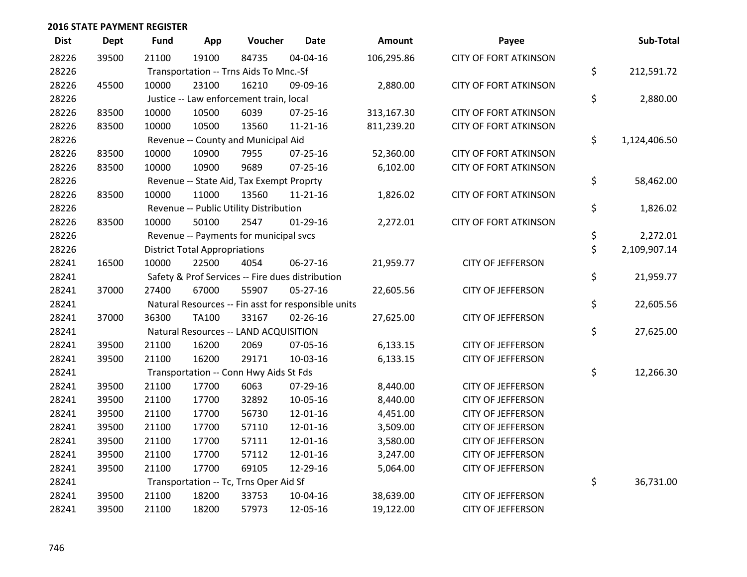## 2016 STATE PAYMENT REGISTER

| Dist | Dept | Fund | App | Voucher | Date | Amount | Payee | Sub-Total |
|---|---|---|---|---|---|---|---|---|
| 28226 | 39500 | 21100 | 19100 | 84735 | 04-04-16 | 106,295.86 | CITY OF FORT ATKINSON | |
| 28226 | | Transportation -- Trns Aids To Mnc.-Sf | | | | | | $ 212,591.72 |
| 28226 | 45500 | 10000 | 23100 | 16210 | 09-09-16 | 2,880.00 | CITY OF FORT ATKINSON | |
| 28226 | | Justice -- Law enforcement train, local | | | | | | $ 2,880.00 |
| 28226 | 83500 | 10000 | 10500 | 6039 | 07-25-16 | 313,167.30 | CITY OF FORT ATKINSON | |
| 28226 | 83500 | 10000 | 10500 | 13560 | 11-21-16 | 811,239.20 | CITY OF FORT ATKINSON | |
| 28226 | | Revenue -- County and Municipal Aid | | | | | | $ 1,124,406.50 |
| 28226 | 83500 | 10000 | 10900 | 7955 | 07-25-16 | 52,360.00 | CITY OF FORT ATKINSON | |
| 28226 | 83500 | 10000 | 10900 | 9689 | 07-25-16 | 6,102.00 | CITY OF FORT ATKINSON | |
| 28226 | | Revenue -- State Aid, Tax Exempt Proprty | | | | | | $ 58,462.00 |
| 28226 | 83500 | 10000 | 11000 | 13560 | 11-21-16 | 1,826.02 | CITY OF FORT ATKINSON | |
| 28226 | | Revenue -- Public Utility Distribution | | | | | | $ 1,826.02 |
| 28226 | 83500 | 10000 | 50100 | 2547 | 01-29-16 | 2,272.01 | CITY OF FORT ATKINSON | |
| 28226 | | Revenue -- Payments for municipal svcs | | | | | | $ 2,272.01 |
| 28226 | | District Total Appropriations | | | | | | $ 2,109,907.14 |
| 28241 | 16500 | 10000 | 22500 | 4054 | 06-27-16 | 21,959.77 | CITY OF JEFFERSON | |
| 28241 | | Safety & Prof Services -- Fire dues distribution | | | | | | $ 21,959.77 |
| 28241 | 37000 | 27400 | 67000 | 55907 | 05-27-16 | 22,605.56 | CITY OF JEFFERSON | |
| 28241 | | Natural Resources -- Fin asst for responsible units | | | | | | $ 22,605.56 |
| 28241 | 37000 | 36300 | TA100 | 33167 | 02-26-16 | 27,625.00 | CITY OF JEFFERSON | |
| 28241 | | Natural Resources -- LAND ACQUISITION | | | | | | $ 27,625.00 |
| 28241 | 39500 | 21100 | 16200 | 2069 | 07-05-16 | 6,133.15 | CITY OF JEFFERSON | |
| 28241 | 39500 | 21100 | 16200 | 29171 | 10-03-16 | 6,133.15 | CITY OF JEFFERSON | |
| 28241 | | Transportation -- Conn Hwy Aids St Fds | | | | | | $ 12,266.30 |
| 28241 | 39500 | 21100 | 17700 | 6063 | 07-29-16 | 8,440.00 | CITY OF JEFFERSON | |
| 28241 | 39500 | 21100 | 17700 | 32892 | 10-05-16 | 8,440.00 | CITY OF JEFFERSON | |
| 28241 | 39500 | 21100 | 17700 | 56730 | 12-01-16 | 4,451.00 | CITY OF JEFFERSON | |
| 28241 | 39500 | 21100 | 17700 | 57110 | 12-01-16 | 3,509.00 | CITY OF JEFFERSON | |
| 28241 | 39500 | 21100 | 17700 | 57111 | 12-01-16 | 3,580.00 | CITY OF JEFFERSON | |
| 28241 | 39500 | 21100 | 17700 | 57112 | 12-01-16 | 3,247.00 | CITY OF JEFFERSON | |
| 28241 | 39500 | 21100 | 17700 | 69105 | 12-29-16 | 5,064.00 | CITY OF JEFFERSON | |
| 28241 | | Transportation -- Tc, Trns Oper Aid Sf | | | | | | $ 36,731.00 |
| 28241 | 39500 | 21100 | 18200 | 33753 | 10-04-16 | 38,639.00 | CITY OF JEFFERSON | |
| 28241 | 39500 | 21100 | 18200 | 57973 | 12-05-16 | 19,122.00 | CITY OF JEFFERSON | |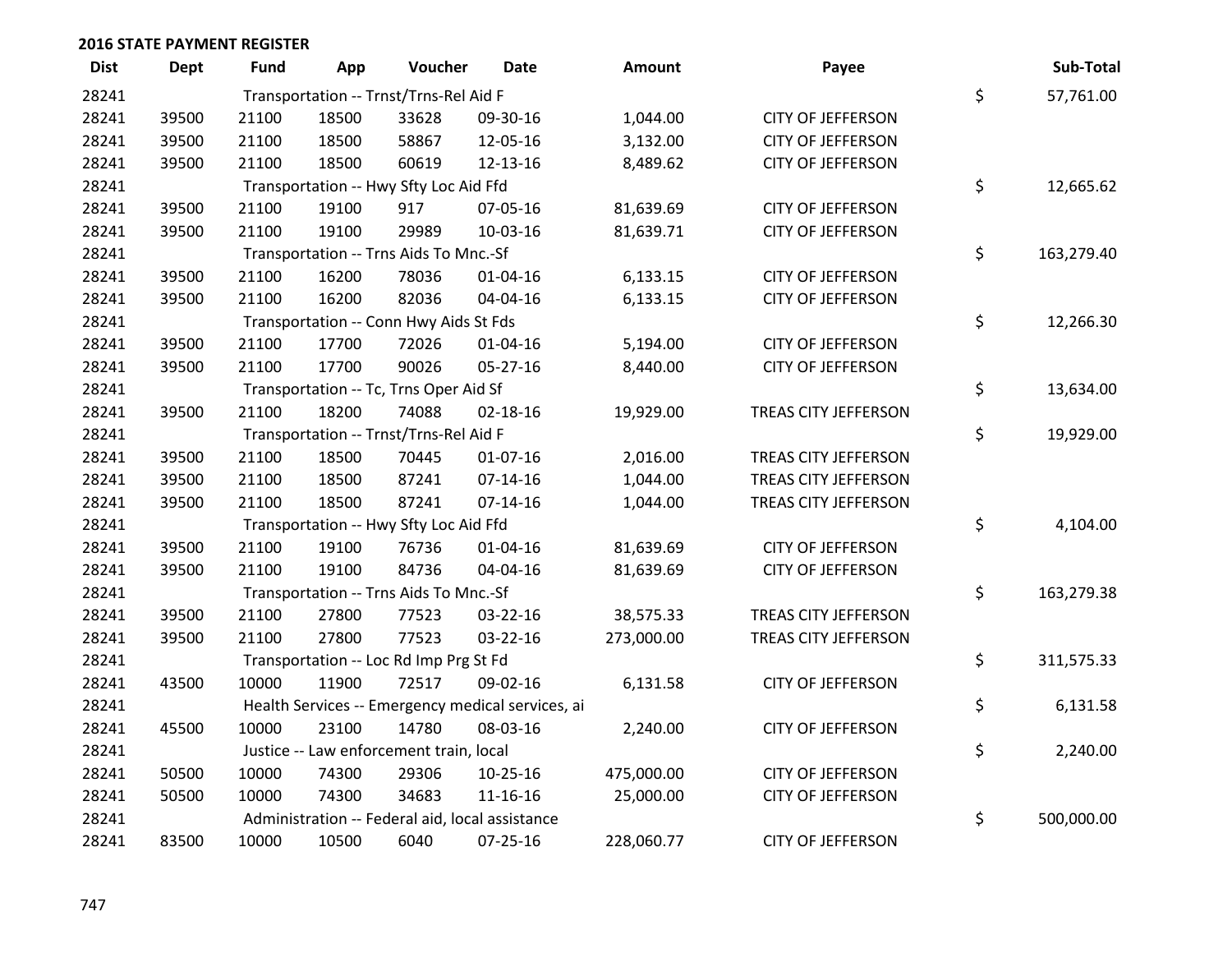**2016 STATE PAYMENT REGISTER**

| Dist | Dept | Fund | App | Voucher | Date | Amount | Payee | | Sub-Total |
|---|---|---|---|---|---|---|---|---|---|
| 28241 | | Transportation -- Trnst/Trns-Rel Aid F | | | | | | $ | 57,761.00 |
| 28241 | 39500 | 21100 | 18500 | 33628 | 09-30-16 | 1,044.00 | CITY OF JEFFERSON | | |
| 28241 | 39500 | 21100 | 18500 | 58867 | 12-05-16 | 3,132.00 | CITY OF JEFFERSON | | |
| 28241 | 39500 | 21100 | 18500 | 60619 | 12-13-16 | 8,489.62 | CITY OF JEFFERSON | | |
| 28241 | | Transportation -- Hwy Sfty Loc Aid Ffd | | | | | | $ | 12,665.62 |
| 28241 | 39500 | 21100 | 19100 | 917 | 07-05-16 | 81,639.69 | CITY OF JEFFERSON | | |
| 28241 | 39500 | 21100 | 19100 | 29989 | 10-03-16 | 81,639.71 | CITY OF JEFFERSON | | |
| 28241 | | Transportation -- Trns Aids To Mnc.-Sf | | | | | | $ | 163,279.40 |
| 28241 | 39500 | 21100 | 16200 | 78036 | 01-04-16 | 6,133.15 | CITY OF JEFFERSON | | |
| 28241 | 39500 | 21100 | 16200 | 82036 | 04-04-16 | 6,133.15 | CITY OF JEFFERSON | | |
| 28241 | | Transportation -- Conn Hwy Aids St Fds | | | | | | $ | 12,266.30 |
| 28241 | 39500 | 21100 | 17700 | 72026 | 01-04-16 | 5,194.00 | CITY OF JEFFERSON | | |
| 28241 | 39500 | 21100 | 17700 | 90026 | 05-27-16 | 8,440.00 | CITY OF JEFFERSON | | |
| 28241 | | Transportation -- Tc, Trns Oper Aid Sf | | | | | | $ | 13,634.00 |
| 28241 | 39500 | 21100 | 18200 | 74088 | 02-18-16 | 19,929.00 | TREAS CITY JEFFERSON | | |
| 28241 | | Transportation -- Trnst/Trns-Rel Aid F | | | | | | $ | 19,929.00 |
| 28241 | 39500 | 21100 | 18500 | 70445 | 01-07-16 | 2,016.00 | TREAS CITY JEFFERSON | | |
| 28241 | 39500 | 21100 | 18500 | 87241 | 07-14-16 | 1,044.00 | TREAS CITY JEFFERSON | | |
| 28241 | 39500 | 21100 | 18500 | 87241 | 07-14-16 | 1,044.00 | TREAS CITY JEFFERSON | | |
| 28241 | | Transportation -- Hwy Sfty Loc Aid Ffd | | | | | | $ | 4,104.00 |
| 28241 | 39500 | 21100 | 19100 | 76736 | 01-04-16 | 81,639.69 | CITY OF JEFFERSON | | |
| 28241 | 39500 | 21100 | 19100 | 84736 | 04-04-16 | 81,639.69 | CITY OF JEFFERSON | | |
| 28241 | | Transportation -- Trns Aids To Mnc.-Sf | | | | | | $ | 163,279.38 |
| 28241 | 39500 | 21100 | 27800 | 77523 | 03-22-16 | 38,575.33 | TREAS CITY JEFFERSON | | |
| 28241 | 39500 | 21100 | 27800 | 77523 | 03-22-16 | 273,000.00 | TREAS CITY JEFFERSON | | |
| 28241 | | Transportation -- Loc Rd Imp Prg St Fd | | | | | | $ | 311,575.33 |
| 28241 | 43500 | 10000 | 11900 | 72517 | 09-02-16 | 6,131.58 | CITY OF JEFFERSON | | |
| 28241 | | Health Services -- Emergency medical services, ai | | | | | | $ | 6,131.58 |
| 28241 | 45500 | 10000 | 23100 | 14780 | 08-03-16 | 2,240.00 | CITY OF JEFFERSON | | |
| 28241 | | Justice -- Law enforcement train, local | | | | | | $ | 2,240.00 |
| 28241 | 50500 | 10000 | 74300 | 29306 | 10-25-16 | 475,000.00 | CITY OF JEFFERSON | | |
| 28241 | 50500 | 10000 | 74300 | 34683 | 11-16-16 | 25,000.00 | CITY OF JEFFERSON | | |
| 28241 | | Administration -- Federal aid, local assistance | | | | | | $ | 500,000.00 |
| 28241 | 83500 | 10000 | 10500 | 6040 | 07-25-16 | 228,060.77 | CITY OF JEFFERSON | | |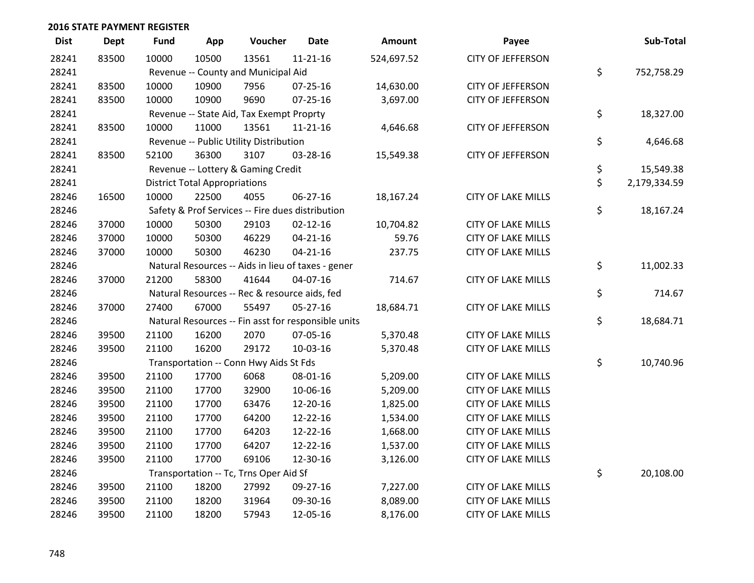## 2016 STATE PAYMENT REGISTER

| Dist | Dept | Fund | App | Voucher | Date | Amount | Payee | Sub-Total |
|---|---|---|---|---|---|---|---|---|
| 28241 | 83500 | 10000 | 10500 | 13561 | 11-21-16 | 524,697.52 | CITY OF JEFFERSON | |
| 28241 | | Revenue -- County and Municipal Aid | | | | | | $ 752,758.29 |
| 28241 | 83500 | 10000 | 10900 | 7956 | 07-25-16 | 14,630.00 | CITY OF JEFFERSON | |
| 28241 | 83500 | 10000 | 10900 | 9690 | 07-25-16 | 3,697.00 | CITY OF JEFFERSON | |
| 28241 | | Revenue -- State Aid, Tax Exempt Proprty | | | | | | $ 18,327.00 |
| 28241 | 83500 | 10000 | 11000 | 13561 | 11-21-16 | 4,646.68 | CITY OF JEFFERSON | |
| 28241 | | Revenue -- Public Utility Distribution | | | | | | $ 4,646.68 |
| 28241 | 83500 | 52100 | 36300 | 3107 | 03-28-16 | 15,549.38 | CITY OF JEFFERSON | |
| 28241 | | Revenue -- Lottery & Gaming Credit | | | | | | $ 15,549.38 |
| 28241 | | District Total Appropriations | | | | | | $ 2,179,334.59 |
| 28246 | 16500 | 10000 | 22500 | 4055 | 06-27-16 | 18,167.24 | CITY OF LAKE MILLS | |
| 28246 | | Safety & Prof Services -- Fire dues distribution | | | | | | $ 18,167.24 |
| 28246 | 37000 | 10000 | 50300 | 29103 | 02-12-16 | 10,704.82 | CITY OF LAKE MILLS | |
| 28246 | 37000 | 10000 | 50300 | 46229 | 04-21-16 | 59.76 | CITY OF LAKE MILLS | |
| 28246 | 37000 | 10000 | 50300 | 46230 | 04-21-16 | 237.75 | CITY OF LAKE MILLS | |
| 28246 | | Natural Resources -- Aids in lieu of taxes - gener | | | | | | $ 11,002.33 |
| 28246 | 37000 | 21200 | 58300 | 41644 | 04-07-16 | 714.67 | CITY OF LAKE MILLS | |
| 28246 | | Natural Resources -- Rec & resource aids, fed | | | | | | $ 714.67 |
| 28246 | 37000 | 27400 | 67000 | 55497 | 05-27-16 | 18,684.71 | CITY OF LAKE MILLS | |
| 28246 | | Natural Resources -- Fin asst for responsible units | | | | | | $ 18,684.71 |
| 28246 | 39500 | 21100 | 16200 | 2070 | 07-05-16 | 5,370.48 | CITY OF LAKE MILLS | |
| 28246 | 39500 | 21100 | 16200 | 29172 | 10-03-16 | 5,370.48 | CITY OF LAKE MILLS | |
| 28246 | | Transportation -- Conn Hwy Aids St Fds | | | | | | $ 10,740.96 |
| 28246 | 39500 | 21100 | 17700 | 6068 | 08-01-16 | 5,209.00 | CITY OF LAKE MILLS | |
| 28246 | 39500 | 21100 | 17700 | 32900 | 10-06-16 | 5,209.00 | CITY OF LAKE MILLS | |
| 28246 | 39500 | 21100 | 17700 | 63476 | 12-20-16 | 1,825.00 | CITY OF LAKE MILLS | |
| 28246 | 39500 | 21100 | 17700 | 64200 | 12-22-16 | 1,534.00 | CITY OF LAKE MILLS | |
| 28246 | 39500 | 21100 | 17700 | 64203 | 12-22-16 | 1,668.00 | CITY OF LAKE MILLS | |
| 28246 | 39500 | 21100 | 17700 | 64207 | 12-22-16 | 1,537.00 | CITY OF LAKE MILLS | |
| 28246 | 39500 | 21100 | 17700 | 69106 | 12-30-16 | 3,126.00 | CITY OF LAKE MILLS | |
| 28246 | | Transportation -- Tc, Trns Oper Aid Sf | | | | | | $ 20,108.00 |
| 28246 | 39500 | 21100 | 18200 | 27992 | 09-27-16 | 7,227.00 | CITY OF LAKE MILLS | |
| 28246 | 39500 | 21100 | 18200 | 31964 | 09-30-16 | 8,089.00 | CITY OF LAKE MILLS | |
| 28246 | 39500 | 21100 | 18200 | 57943 | 12-05-16 | 8,176.00 | CITY OF LAKE MILLS | |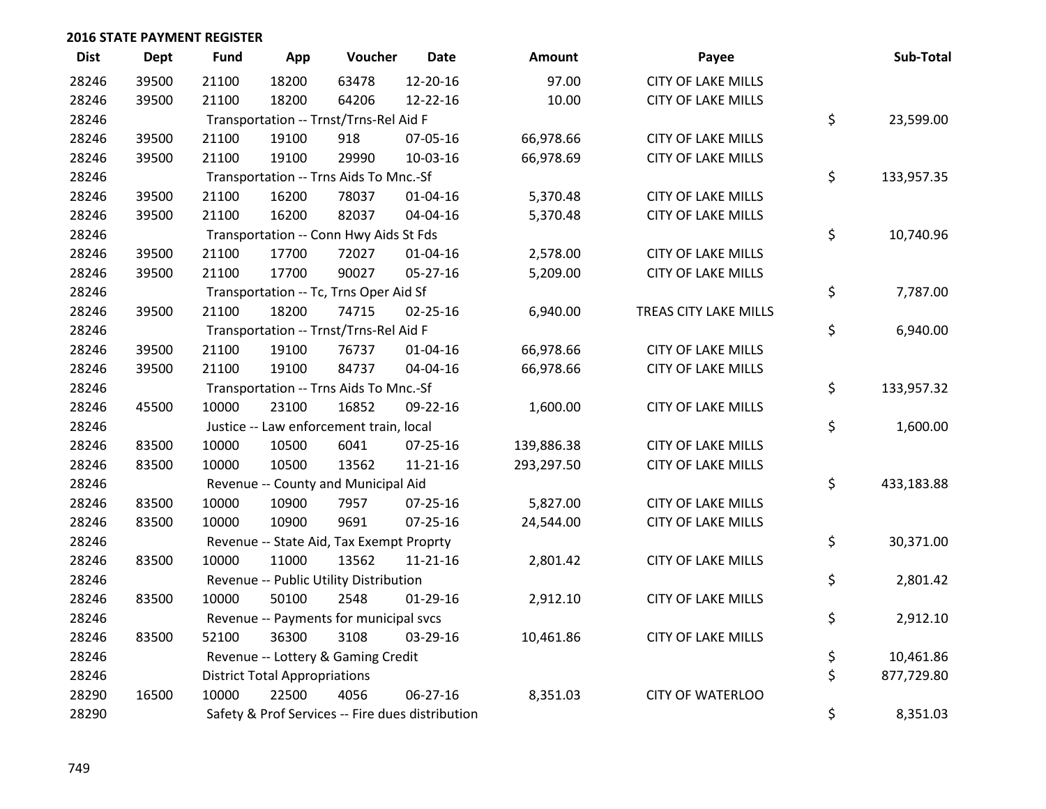**2016 STATE PAYMENT REGISTER**

| Dist | Dept | Fund | App | Voucher | Date | Amount | Payee | Sub-Total |
|---|---|---|---|---|---|---|---|---|
| 28246 | 39500 | 21100 | 18200 | 63478 | 12-20-16 | 97.00 | CITY OF LAKE MILLS | |
| 28246 | 39500 | 21100 | 18200 | 64206 | 12-22-16 | 10.00 | CITY OF LAKE MILLS | |
| 28246 | | Transportation -- Trnst/Trns-Rel Aid F | | | | | | $ 23,599.00 |
| 28246 | 39500 | 21100 | 19100 | 918 | 07-05-16 | 66,978.66 | CITY OF LAKE MILLS | |
| 28246 | 39500 | 21100 | 19100 | 29990 | 10-03-16 | 66,978.69 | CITY OF LAKE MILLS | |
| 28246 | | Transportation -- Trns Aids To Mnc.-Sf | | | | | | $ 133,957.35 |
| 28246 | 39500 | 21100 | 16200 | 78037 | 01-04-16 | 5,370.48 | CITY OF LAKE MILLS | |
| 28246 | 39500 | 21100 | 16200 | 82037 | 04-04-16 | 5,370.48 | CITY OF LAKE MILLS | |
| 28246 | | Transportation -- Conn Hwy Aids St Fds | | | | | | $ 10,740.96 |
| 28246 | 39500 | 21100 | 17700 | 72027 | 01-04-16 | 2,578.00 | CITY OF LAKE MILLS | |
| 28246 | 39500 | 21100 | 17700 | 90027 | 05-27-16 | 5,209.00 | CITY OF LAKE MILLS | |
| 28246 | | Transportation -- Tc, Trns Oper Aid Sf | | | | | | $ 7,787.00 |
| 28246 | 39500 | 21100 | 18200 | 74715 | 02-25-16 | 6,940.00 | TREAS CITY LAKE MILLS | |
| 28246 | | Transportation -- Trnst/Trns-Rel Aid F | | | | | | $ 6,940.00 |
| 28246 | 39500 | 21100 | 19100 | 76737 | 01-04-16 | 66,978.66 | CITY OF LAKE MILLS | |
| 28246 | 39500 | 21100 | 19100 | 84737 | 04-04-16 | 66,978.66 | CITY OF LAKE MILLS | |
| 28246 | | Transportation -- Trns Aids To Mnc.-Sf | | | | | | $ 133,957.32 |
| 28246 | 45500 | 10000 | 23100 | 16852 | 09-22-16 | 1,600.00 | CITY OF LAKE MILLS | |
| 28246 | | Justice -- Law enforcement train, local | | | | | | $ 1,600.00 |
| 28246 | 83500 | 10000 | 10500 | 6041 | 07-25-16 | 139,886.38 | CITY OF LAKE MILLS | |
| 28246 | 83500 | 10000 | 10500 | 13562 | 11-21-16 | 293,297.50 | CITY OF LAKE MILLS | |
| 28246 | | Revenue -- County and Municipal Aid | | | | | | $ 433,183.88 |
| 28246 | 83500 | 10000 | 10900 | 7957 | 07-25-16 | 5,827.00 | CITY OF LAKE MILLS | |
| 28246 | 83500 | 10000 | 10900 | 9691 | 07-25-16 | 24,544.00 | CITY OF LAKE MILLS | |
| 28246 | | Revenue -- State Aid, Tax Exempt Proprty | | | | | | $ 30,371.00 |
| 28246 | 83500 | 10000 | 11000 | 13562 | 11-21-16 | 2,801.42 | CITY OF LAKE MILLS | |
| 28246 | | Revenue -- Public Utility Distribution | | | | | | $ 2,801.42 |
| 28246 | 83500 | 10000 | 50100 | 2548 | 01-29-16 | 2,912.10 | CITY OF LAKE MILLS | |
| 28246 | | Revenue -- Payments for municipal svcs | | | | | | $ 2,912.10 |
| 28246 | 83500 | 52100 | 36300 | 3108 | 03-29-16 | 10,461.86 | CITY OF LAKE MILLS | |
| 28246 | | Revenue -- Lottery & Gaming Credit | | | | | | $ 10,461.86 |
| 28246 | | District Total Appropriations | | | | | | $ 877,729.80 |
| 28290 | 16500 | 10000 | 22500 | 4056 | 06-27-16 | 8,351.03 | CITY OF WATERLOO | |
| 28290 | | Safety & Prof Services -- Fire dues distribution | | | | | | $ 8,351.03 |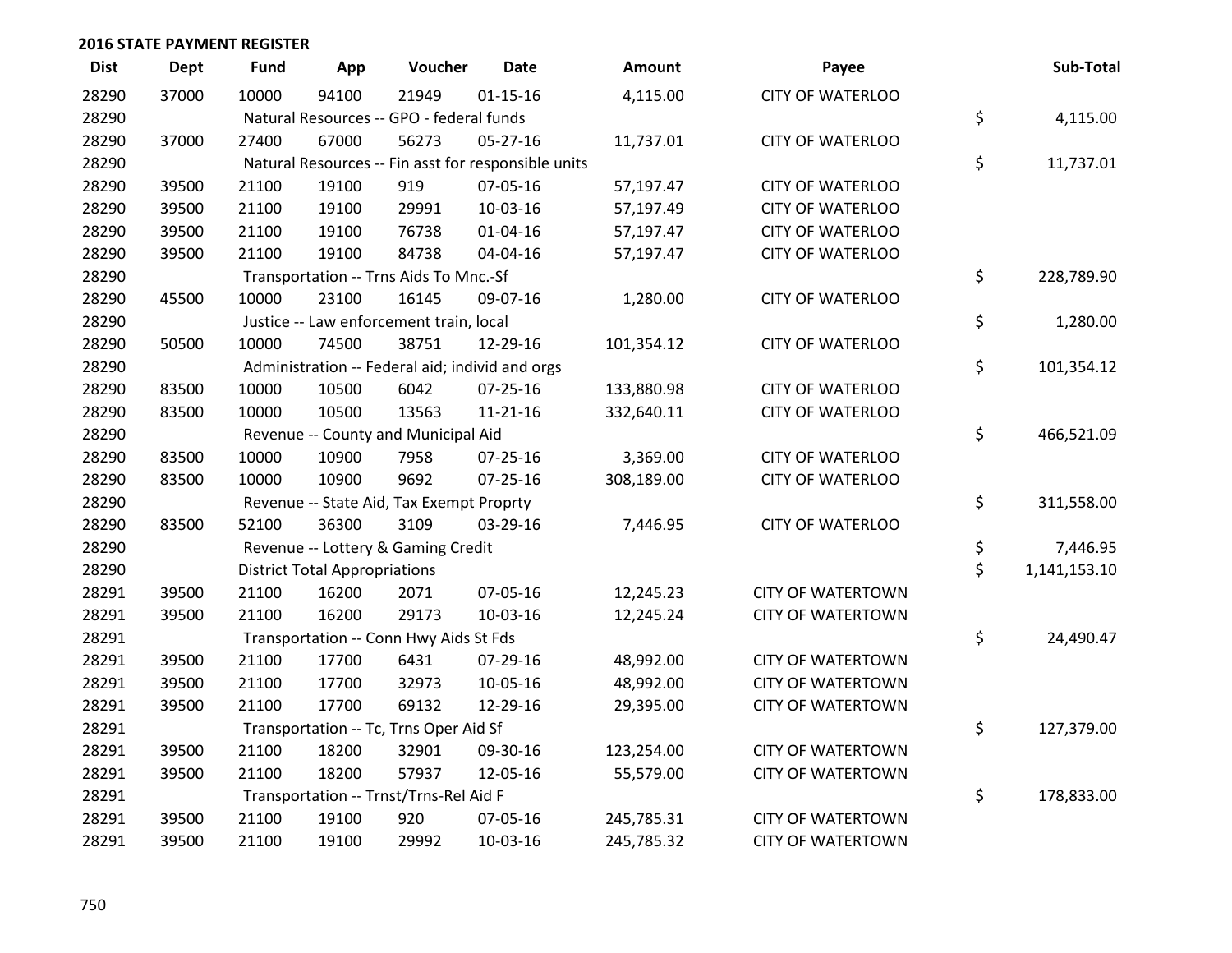## 2016 STATE PAYMENT REGISTER

| Dist | Dept | Fund | App | Voucher | Date | Amount | Payee | Sub-Total |
|---|---|---|---|---|---|---|---|---|
| 28290 | 37000 | 10000 | 94100 | 21949 | 01-15-16 | 4,115.00 | CITY OF WATERLOO | |
| 28290 | | Natural Resources -- GPO - federal funds | | | | | | $ 4,115.00 |
| 28290 | 37000 | 27400 | 67000 | 56273 | 05-27-16 | 11,737.01 | CITY OF WATERLOO | |
| 28290 | | Natural Resources -- Fin asst for responsible units | | | | | | $ 11,737.01 |
| 28290 | 39500 | 21100 | 19100 | 919 | 07-05-16 | 57,197.47 | CITY OF WATERLOO | |
| 28290 | 39500 | 21100 | 19100 | 29991 | 10-03-16 | 57,197.49 | CITY OF WATERLOO | |
| 28290 | 39500 | 21100 | 19100 | 76738 | 01-04-16 | 57,197.47 | CITY OF WATERLOO | |
| 28290 | 39500 | 21100 | 19100 | 84738 | 04-04-16 | 57,197.47 | CITY OF WATERLOO | |
| 28290 | | Transportation -- Trns Aids To Mnc.-Sf | | | | | | $ 228,789.90 |
| 28290 | 45500 | 10000 | 23100 | 16145 | 09-07-16 | 1,280.00 | CITY OF WATERLOO | |
| 28290 | | Justice -- Law enforcement train, local | | | | | | $ 1,280.00 |
| 28290 | 50500 | 10000 | 74500 | 38751 | 12-29-16 | 101,354.12 | CITY OF WATERLOO | |
| 28290 | | Administration -- Federal aid; individ and orgs | | | | | | $ 101,354.12 |
| 28290 | 83500 | 10000 | 10500 | 6042 | 07-25-16 | 133,880.98 | CITY OF WATERLOO | |
| 28290 | 83500 | 10000 | 10500 | 13563 | 11-21-16 | 332,640.11 | CITY OF WATERLOO | |
| 28290 | | Revenue -- County and Municipal Aid | | | | | | $ 466,521.09 |
| 28290 | 83500 | 10000 | 10900 | 7958 | 07-25-16 | 3,369.00 | CITY OF WATERLOO | |
| 28290 | 83500 | 10000 | 10900 | 9692 | 07-25-16 | 308,189.00 | CITY OF WATERLOO | |
| 28290 | | Revenue -- State Aid, Tax Exempt Proprty | | | | | | $ 311,558.00 |
| 28290 | 83500 | 52100 | 36300 | 3109 | 03-29-16 | 7,446.95 | CITY OF WATERLOO | |
| 28290 | | Revenue -- Lottery & Gaming Credit | | | | | | $ 7,446.95 |
| 28290 | | District Total Appropriations | | | | | | $ 1,141,153.10 |
| 28291 | 39500 | 21100 | 16200 | 2071 | 07-05-16 | 12,245.23 | CITY OF WATERTOWN | |
| 28291 | 39500 | 21100 | 16200 | 29173 | 10-03-16 | 12,245.24 | CITY OF WATERTOWN | |
| 28291 | | Transportation -- Conn Hwy Aids St Fds | | | | | | $ 24,490.47 |
| 28291 | 39500 | 21100 | 17700 | 6431 | 07-29-16 | 48,992.00 | CITY OF WATERTOWN | |
| 28291 | 39500 | 21100 | 17700 | 32973 | 10-05-16 | 48,992.00 | CITY OF WATERTOWN | |
| 28291 | 39500 | 21100 | 17700 | 69132 | 12-29-16 | 29,395.00 | CITY OF WATERTOWN | |
| 28291 | | Transportation -- Tc, Trns Oper Aid Sf | | | | | | $ 127,379.00 |
| 28291 | 39500 | 21100 | 18200 | 32901 | 09-30-16 | 123,254.00 | CITY OF WATERTOWN | |
| 28291 | 39500 | 21100 | 18200 | 57937 | 12-05-16 | 55,579.00 | CITY OF WATERTOWN | |
| 28291 | | Transportation -- Trnst/Trns-Rel Aid F | | | | | | $ 178,833.00 |
| 28291 | 39500 | 21100 | 19100 | 920 | 07-05-16 | 245,785.31 | CITY OF WATERTOWN | |
| 28291 | 39500 | 21100 | 19100 | 29992 | 10-03-16 | 245,785.32 | CITY OF WATERTOWN | |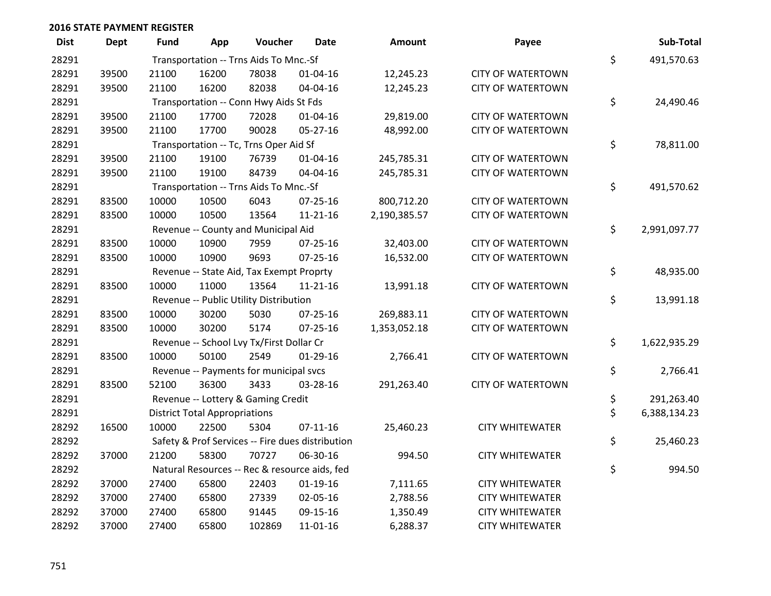## 2016 STATE PAYMENT REGISTER

| Dist | Dept | Fund | App | Voucher | Date | Amount | Payee | Sub-Total |
|---|---|---|---|---|---|---|---|---|
| 28291 | | Transportation -- Trns Aids To Mnc.-Sf | | | | | | $ 491,570.63 |
| 28291 | 39500 | 21100 | 16200 | 78038 | 01-04-16 | 12,245.23 | CITY OF WATERTOWN | |
| 28291 | 39500 | 21100 | 16200 | 82038 | 04-04-16 | 12,245.23 | CITY OF WATERTOWN | |
| 28291 | | Transportation -- Conn Hwy Aids St Fds | | | | | | $ 24,490.46 |
| 28291 | 39500 | 21100 | 17700 | 72028 | 01-04-16 | 29,819.00 | CITY OF WATERTOWN | |
| 28291 | 39500 | 21100 | 17700 | 90028 | 05-27-16 | 48,992.00 | CITY OF WATERTOWN | |
| 28291 | | Transportation -- Tc, Trns Oper Aid Sf | | | | | | $ 78,811.00 |
| 28291 | 39500 | 21100 | 19100 | 76739 | 01-04-16 | 245,785.31 | CITY OF WATERTOWN | |
| 28291 | 39500 | 21100 | 19100 | 84739 | 04-04-16 | 245,785.31 | CITY OF WATERTOWN | |
| 28291 | | Transportation -- Trns Aids To Mnc.-Sf | | | | | | $ 491,570.62 |
| 28291 | 83500 | 10000 | 10500 | 6043 | 07-25-16 | 800,712.20 | CITY OF WATERTOWN | |
| 28291 | 83500 | 10000 | 10500 | 13564 | 11-21-16 | 2,190,385.57 | CITY OF WATERTOWN | |
| 28291 | | Revenue -- County and Municipal Aid | | | | | | $ 2,991,097.77 |
| 28291 | 83500 | 10000 | 10900 | 7959 | 07-25-16 | 32,403.00 | CITY OF WATERTOWN | |
| 28291 | 83500 | 10000 | 10900 | 9693 | 07-25-16 | 16,532.00 | CITY OF WATERTOWN | |
| 28291 | | Revenue -- State Aid, Tax Exempt Proprty | | | | | | $ 48,935.00 |
| 28291 | 83500 | 10000 | 11000 | 13564 | 11-21-16 | 13,991.18 | CITY OF WATERTOWN | |
| 28291 | | Revenue -- Public Utility Distribution | | | | | | $ 13,991.18 |
| 28291 | 83500 | 10000 | 30200 | 5030 | 07-25-16 | 269,883.11 | CITY OF WATERTOWN | |
| 28291 | 83500 | 10000 | 30200 | 5174 | 07-25-16 | 1,353,052.18 | CITY OF WATERTOWN | |
| 28291 | | Revenue -- School Lvy Tx/First Dollar Cr | | | | | | $ 1,622,935.29 |
| 28291 | 83500 | 10000 | 50100 | 2549 | 01-29-16 | 2,766.41 | CITY OF WATERTOWN | |
| 28291 | | Revenue -- Payments for municipal svcs | | | | | | $ 2,766.41 |
| 28291 | 83500 | 52100 | 36300 | 3433 | 03-28-16 | 291,263.40 | CITY OF WATERTOWN | |
| 28291 | | Revenue -- Lottery & Gaming Credit | | | | | | $ 291,263.40 |
| 28291 | | District Total Appropriations | | | | | | $ 6,388,134.23 |
| 28292 | 16500 | 10000 | 22500 | 5304 | 07-11-16 | 25,460.23 | CITY WHITEWATER | |
| 28292 | | Safety & Prof Services -- Fire dues distribution | | | | | | $ 25,460.23 |
| 28292 | 37000 | 21200 | 58300 | 70727 | 06-30-16 | 994.50 | CITY WHITEWATER | |
| 28292 | | Natural Resources -- Rec & resource aids, fed | | | | | | $ 994.50 |
| 28292 | 37000 | 27400 | 65800 | 22403 | 01-19-16 | 7,111.65 | CITY WHITEWATER | |
| 28292 | 37000 | 27400 | 65800 | 27339 | 02-05-16 | 2,788.56 | CITY WHITEWATER | |
| 28292 | 37000 | 27400 | 65800 | 91445 | 09-15-16 | 1,350.49 | CITY WHITEWATER | |
| 28292 | 37000 | 27400 | 65800 | 102869 | 11-01-16 | 6,288.37 | CITY WHITEWATER | |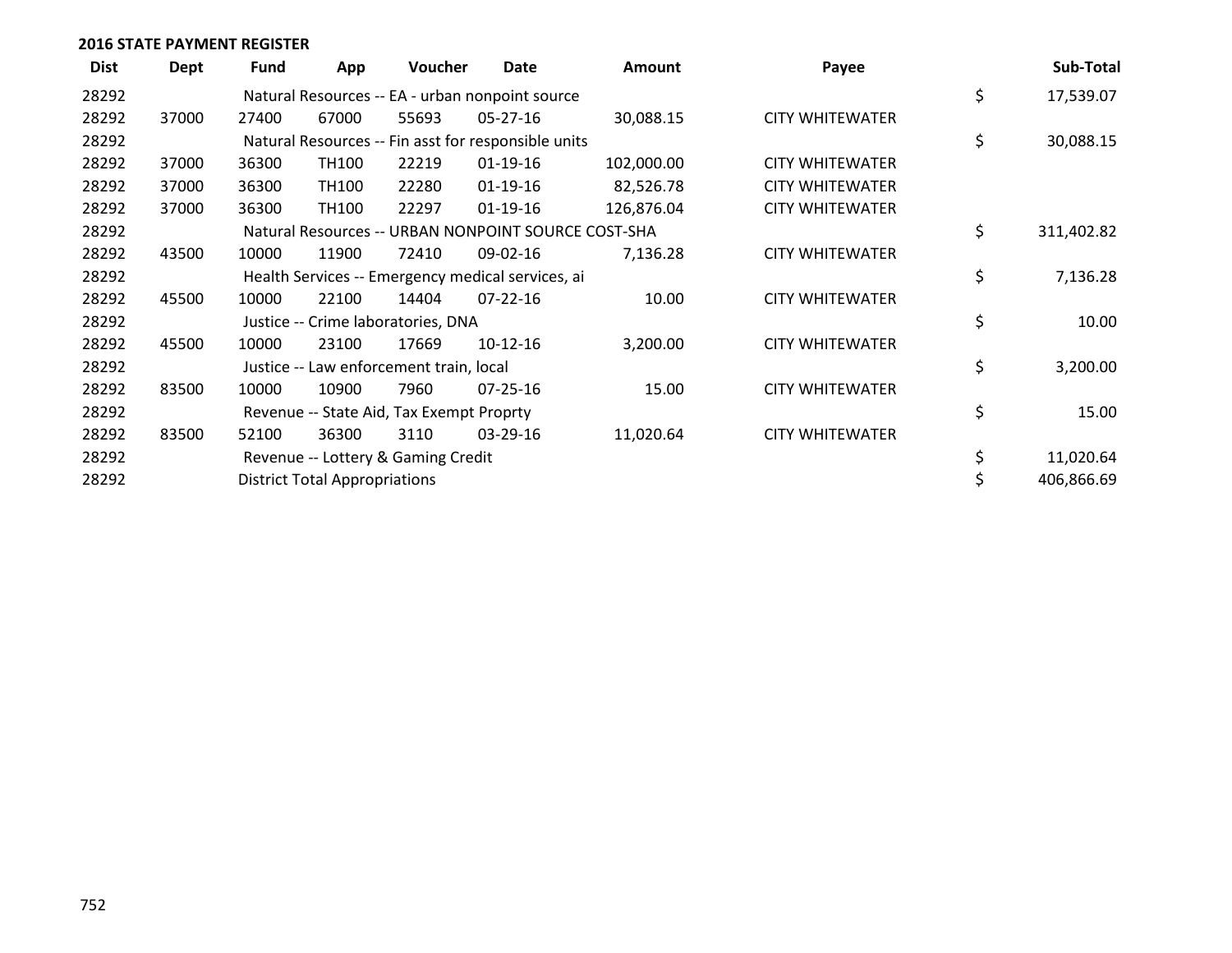**2016 STATE PAYMENT REGISTER**

| Dist | Dept | Fund | App | Voucher | Date | Amount | Payee | Sub-Total |
| --- | --- | --- | --- | --- | --- | --- | --- | --- |
| 28292 | | Natural Resources -- EA - urban nonpoint source | | | | | | $ 17,539.07 |
| 28292 | 37000 | 27400 | 67000 | 55693 | 05-27-16 | 30,088.15 | CITY WHITEWATER | |
| 28292 | | Natural Resources -- Fin asst for responsible units | | | | | | $ 30,088.15 |
| 28292 | 37000 | 36300 | TH100 | 22219 | 01-19-16 | 102,000.00 | CITY WHITEWATER | |
| 28292 | 37000 | 36300 | TH100 | 22280 | 01-19-16 | 82,526.78 | CITY WHITEWATER | |
| 28292 | 37000 | 36300 | TH100 | 22297 | 01-19-16 | 126,876.04 | CITY WHITEWATER | |
| 28292 | | Natural Resources -- URBAN NONPOINT SOURCE COST-SHA | | | | | | $ 311,402.82 |
| 28292 | 43500 | 10000 | 11900 | 72410 | 09-02-16 | 7,136.28 | CITY WHITEWATER | |
| 28292 | | Health Services -- Emergency medical services, ai | | | | | | $ 7,136.28 |
| 28292 | 45500 | 10000 | 22100 | 14404 | 07-22-16 | 10.00 | CITY WHITEWATER | |
| 28292 | | Justice -- Crime laboratories, DNA | | | | | | $ 10.00 |
| 28292 | 45500 | 10000 | 23100 | 17669 | 10-12-16 | 3,200.00 | CITY WHITEWATER | |
| 28292 | | Justice -- Law enforcement train, local | | | | | | $ 3,200.00 |
| 28292 | 83500 | 10000 | 10900 | 7960 | 07-25-16 | 15.00 | CITY WHITEWATER | |
| 28292 | | Revenue -- State Aid, Tax Exempt Proprty | | | | | | $ 15.00 |
| 28292 | 83500 | 52100 | 36300 | 3110 | 03-29-16 | 11,020.64 | CITY WHITEWATER | |
| 28292 | | Revenue -- Lottery & Gaming Credit | | | | | | $ 11,020.64 |
| 28292 | | District Total Appropriations | | | | | | $ 406,866.69 |